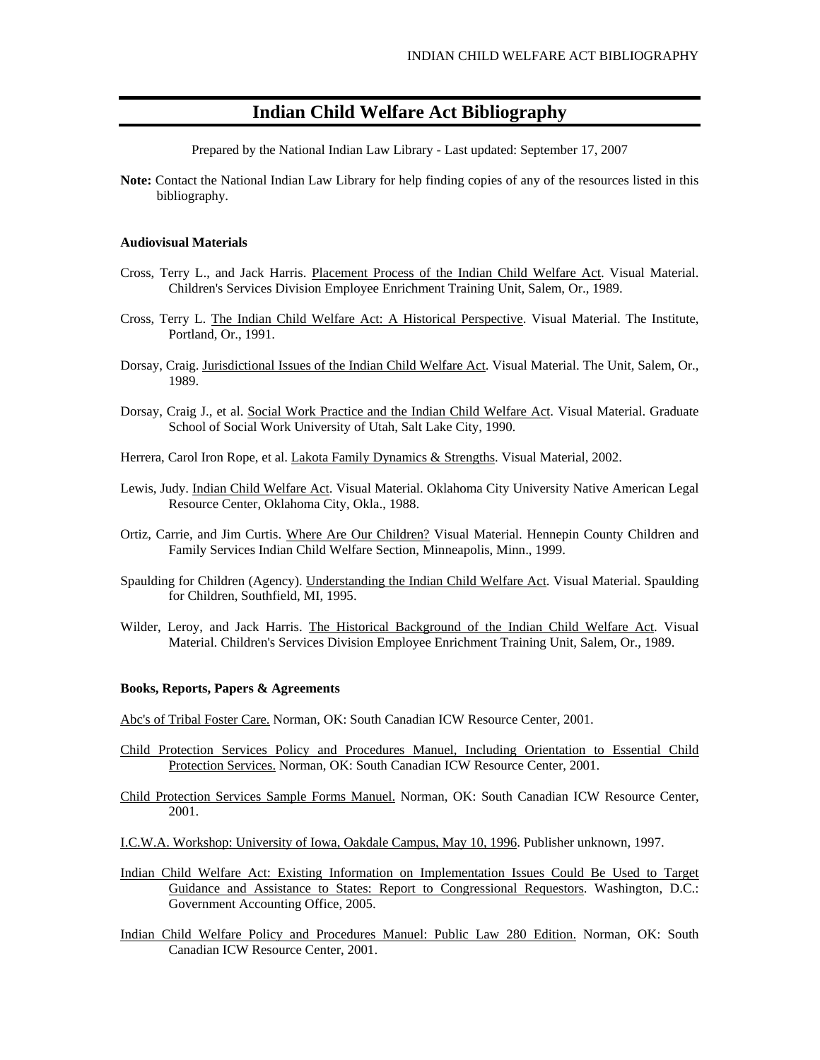# Indian Child Welfare Act Bibliography

Prepared by the National Indian Law Library - Last updated: September 17, 2007

**Note:** Contact the National Indian Law Library for help finding copies of any of the resources listed in this bibliography.

### Audiovisual Materials

Cross, Terry L., and Jack Harris. Placement Process of the Indian Child Welfare Act. Visual Material. Children's Services Division Employee Enrichment Training Unit, Salem, Or., 1989.

Cross, Terry L. The Indian Child Welfare Act: A Historical Perspective. Visual Material. The Institute, Portland, Or., 1991.

Dorsay, Craig. Jurisdictional Issues of the Indian Child Welfare Act. Visual Material. The Unit, Salem, Or., 1989.

Dorsay, Craig J., et al. Social Work Practice and the Indian Child Welfare Act. Visual Material. Graduate School of Social Work University of Utah, Salt Lake City, 1990.

Herrera, Carol Iron Rope, et al. Lakota Family Dynamics & Strengths. Visual Material, 2002.

Lewis, Judy. Indian Child Welfare Act. Visual Material. Oklahoma City University Native American Legal Resource Center, Oklahoma City, Okla., 1988.

Ortiz, Carrie, and Jim Curtis. Where Are Our Children? Visual Material. Hennepin County Children and Family Services Indian Child Welfare Section, Minneapolis, Minn., 1999.

Spaulding for Children (Agency). Understanding the Indian Child Welfare Act. Visual Material. Spaulding for Children, Southfield, MI, 1995.

Wilder, Leroy, and Jack Harris. The Historical Background of the Indian Child Welfare Act. Visual Material. Children's Services Division Employee Enrichment Training Unit, Salem, Or., 1989.

### Books, Reports, Papers & Agreements

Abc's of Tribal Foster Care. Norman, OK: South Canadian ICW Resource Center, 2001.

Child Protection Services Policy and Procedures Manuel, Including Orientation to Essential Child Protection Services. Norman, OK: South Canadian ICW Resource Center, 2001.

Child Protection Services Sample Forms Manuel. Norman, OK: South Canadian ICW Resource Center, 2001.

I.C.W.A. Workshop: University of Iowa, Oakdale Campus, May 10, 1996. Publisher unknown, 1997.

Indian Child Welfare Act: Existing Information on Implementation Issues Could Be Used to Target Guidance and Assistance to States: Report to Congressional Requestors. Washington, D.C.: Government Accounting Office, 2005.

Indian Child Welfare Policy and Procedures Manuel: Public Law 280 Edition. Norman, OK: South Canadian ICW Resource Center, 2001.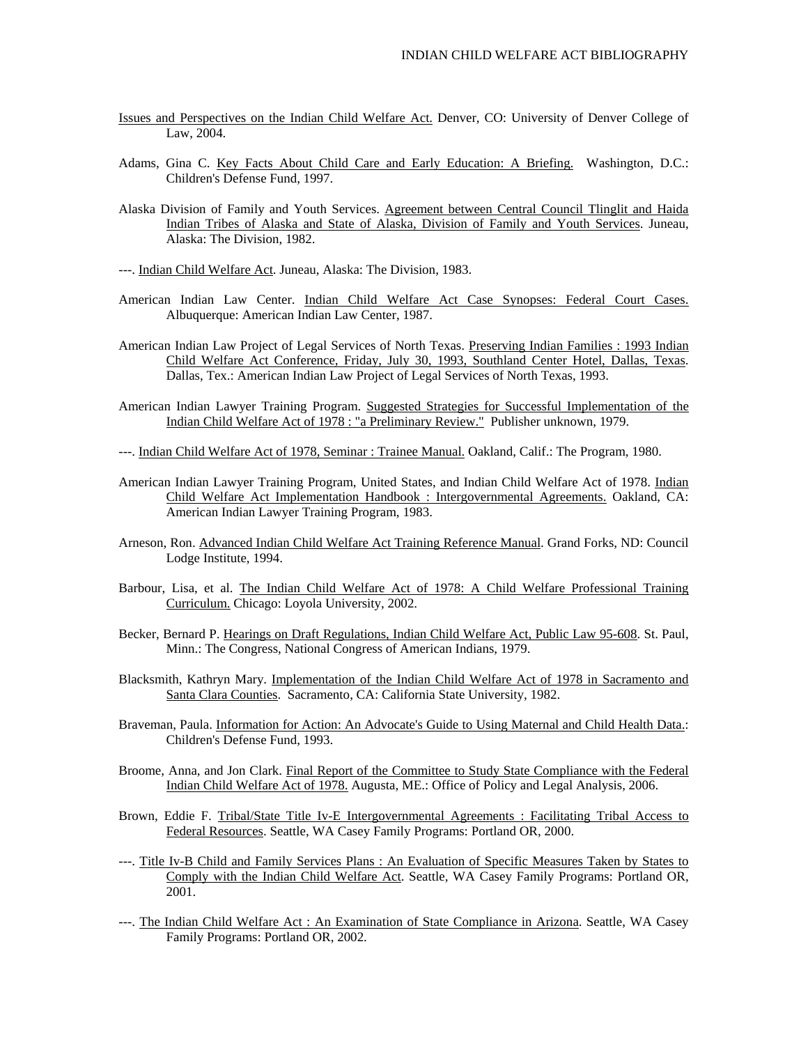Issues and Perspectives on the Indian Child Welfare Act. Denver, CO: University of Denver College of Law, 2004.

Adams, Gina C. Key Facts About Child Care and Early Education: A Briefing. Washington, D.C.: Children's Defense Fund, 1997.

Alaska Division of Family and Youth Services. Agreement between Central Council Tlinglit and Haida Indian Tribes of Alaska and State of Alaska, Division of Family and Youth Services. Juneau, Alaska: The Division, 1982.

---. Indian Child Welfare Act. Juneau, Alaska: The Division, 1983.

American Indian Law Center. Indian Child Welfare Act Case Synopses: Federal Court Cases. Albuquerque: American Indian Law Center, 1987.

American Indian Law Project of Legal Services of North Texas. Preserving Indian Families : 1993 Indian Child Welfare Act Conference, Friday, July 30, 1993, Southland Center Hotel, Dallas, Texas. Dallas, Tex.: American Indian Law Project of Legal Services of North Texas, 1993.

American Indian Lawyer Training Program. Suggested Strategies for Successful Implementation of the Indian Child Welfare Act of 1978 : "a Preliminary Review." Publisher unknown, 1979.

---. Indian Child Welfare Act of 1978, Seminar : Trainee Manual. Oakland, Calif.: The Program, 1980.

American Indian Lawyer Training Program, United States, and Indian Child Welfare Act of 1978. Indian Child Welfare Act Implementation Handbook : Intergovernmental Agreements. Oakland, CA: American Indian Lawyer Training Program, 1983.

Arneson, Ron. Advanced Indian Child Welfare Act Training Reference Manual. Grand Forks, ND: Council Lodge Institute, 1994.

Barbour, Lisa, et al. The Indian Child Welfare Act of 1978: A Child Welfare Professional Training Curriculum. Chicago: Loyola University, 2002.

Becker, Bernard P. Hearings on Draft Regulations, Indian Child Welfare Act, Public Law 95-608. St. Paul, Minn.: The Congress, National Congress of American Indians, 1979.

Blacksmith, Kathryn Mary. Implementation of the Indian Child Welfare Act of 1978 in Sacramento and Santa Clara Counties. Sacramento, CA: California State University, 1982.

Braveman, Paula. Information for Action: An Advocate's Guide to Using Maternal and Child Health Data.: Children's Defense Fund, 1993.

Broome, Anna, and Jon Clark. Final Report of the Committee to Study State Compliance with the Federal Indian Child Welfare Act of 1978. Augusta, ME.: Office of Policy and Legal Analysis, 2006.

Brown, Eddie F. Tribal/State Title Iv-E Intergovernmental Agreements : Facilitating Tribal Access to Federal Resources. Seattle, WA Casey Family Programs: Portland OR, 2000.

---. Title Iv-B Child and Family Services Plans : An Evaluation of Specific Measures Taken by States to Comply with the Indian Child Welfare Act. Seattle, WA Casey Family Programs: Portland OR, 2001.

---. The Indian Child Welfare Act : An Examination of State Compliance in Arizona. Seattle, WA Casey Family Programs: Portland OR, 2002.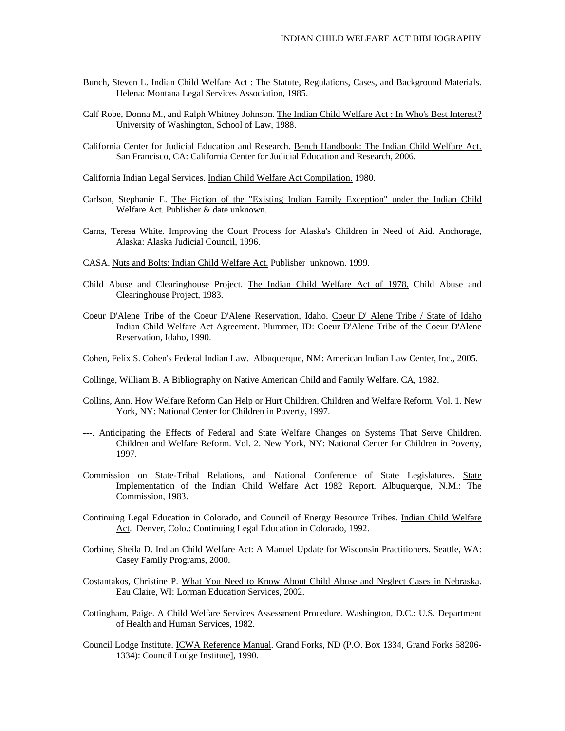Bunch, Steven L. <u>Indian Child Welfare Act : The Statute, Regulations, Cases, and Background Materials</u>. Helena: Montana Legal Services Association, 1985.

Calf Robe, Donna M., and Ralph Whitney Johnson. <u>The Indian Child Welfare Act : In Who's Best Interest?</u> University of Washington, School of Law, 1988.

California Center for Judicial Education and Research. <u>Bench Handbook: The Indian Child Welfare Act.</u> San Francisco, CA: California Center for Judicial Education and Research, 2006.

California Indian Legal Services. <u>Indian Child Welfare Act Compilation.</u> 1980.

Carlson, Stephanie E. <u>The Fiction of the "Existing Indian Family Exception" under the Indian Child Welfare Act</u>. Publisher & date unknown.

Carns, Teresa White. <u>Improving the Court Process for Alaska's Children in Need of Aid</u>. Anchorage, Alaska: Alaska Judicial Council, 1996.

CASA. <u>Nuts and Bolts: Indian Child Welfare Act.</u> Publisher unknown. 1999.

Child Abuse and Clearinghouse Project. <u>The Indian Child Welfare Act of 1978.</u> Child Abuse and Clearinghouse Project, 1983.

Coeur D'Alene Tribe of the Coeur D'Alene Reservation, Idaho. <u>Coeur D' Alene Tribe / State of Idaho Indian Child Welfare Act Agreement.</u> Plummer, ID: Coeur D'Alene Tribe of the Coeur D'Alene Reservation, Idaho, 1990.

Cohen, Felix S. <u>Cohen's Federal Indian Law.</u> Albuquerque, NM: American Indian Law Center, Inc., 2005.

Collinge, William B. <u>A Bibliography on Native American Child and Family Welfare.</u> CA, 1982.

Collins, Ann. <u>How Welfare Reform Can Help or Hurt Children.</u> Children and Welfare Reform. Vol. 1. New York, NY: National Center for Children in Poverty, 1997.

---. <u>Anticipating the Effects of Federal and State Welfare Changes on Systems That Serve Children.</u> Children and Welfare Reform. Vol. 2. New York, NY: National Center for Children in Poverty, 1997.

Commission on State-Tribal Relations, and National Conference of State Legislatures. <u>State Implementation of the Indian Child Welfare Act 1982 Report</u>. Albuquerque, N.M.: The Commission, 1983.

Continuing Legal Education in Colorado, and Council of Energy Resource Tribes. <u>Indian Child Welfare Act</u>. Denver, Colo.: Continuing Legal Education in Colorado, 1992.

Corbine, Sheila D. <u>Indian Child Welfare Act: A Manuel Update for Wisconsin Practitioners.</u> Seattle, WA: Casey Family Programs, 2000.

Costantakos, Christine P. <u>What You Need to Know About Child Abuse and Neglect Cases in Nebraska</u>. Eau Claire, WI: Lorman Education Services, 2002.

Cottingham, Paige. <u>A Child Welfare Services Assessment Procedure</u>. Washington, D.C.: U.S. Department of Health and Human Services, 1982.

Council Lodge Institute. <u>ICWA Reference Manual</u>. Grand Forks, ND (P.O. Box 1334, Grand Forks 58206-1334): Council Lodge Institute], 1990.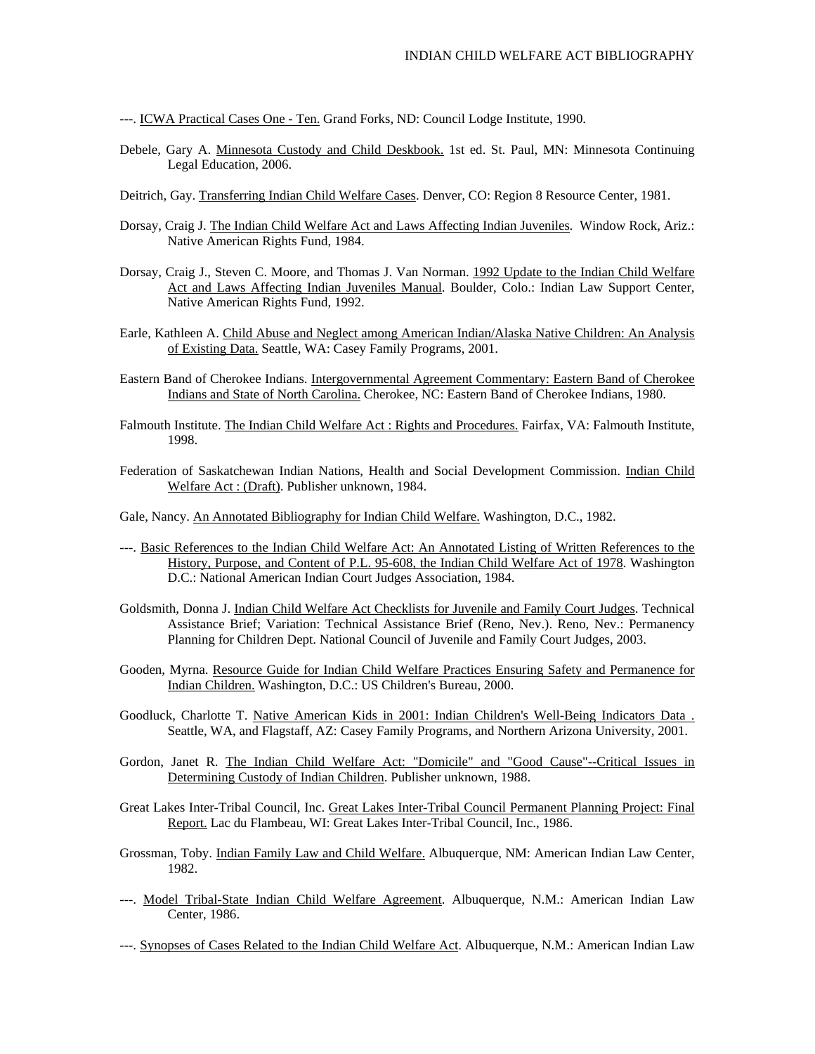---. <u>ICWA Practical Cases One - Ten.</u> Grand Forks, ND: Council Lodge Institute, 1990.

Debele, Gary A. <u>Minnesota Custody and Child Deskbook.</u> 1st ed. St. Paul, MN: Minnesota Continuing Legal Education, 2006.

Deitrich, Gay. <u>Transferring Indian Child Welfare Cases</u>. Denver, CO: Region 8 Resource Center, 1981.

Dorsay, Craig J. <u>The Indian Child Welfare Act and Laws Affecting Indian Juveniles</u>. Window Rock, Ariz.: Native American Rights Fund, 1984.

Dorsay, Craig J., Steven C. Moore, and Thomas J. Van Norman. <u>1992 Update to the Indian Child Welfare Act and Laws Affecting Indian Juveniles Manual</u>. Boulder, Colo.: Indian Law Support Center, Native American Rights Fund, 1992.

Earle, Kathleen A. <u>Child Abuse and Neglect among American Indian/Alaska Native Children: An Analysis of Existing Data.</u> Seattle, WA: Casey Family Programs, 2001.

Eastern Band of Cherokee Indians. <u>Intergovernmental Agreement Commentary: Eastern Band of Cherokee Indians and State of North Carolina.</u> Cherokee, NC: Eastern Band of Cherokee Indians, 1980.

Falmouth Institute. <u>The Indian Child Welfare Act : Rights and Procedures.</u> Fairfax, VA: Falmouth Institute, 1998.

Federation of Saskatchewan Indian Nations, Health and Social Development Commission. <u>Indian Child Welfare Act : (Draft)</u>. Publisher unknown, 1984.

Gale, Nancy. <u>An Annotated Bibliography for Indian Child Welfare.</u> Washington, D.C., 1982.

---. <u>Basic References to the Indian Child Welfare Act: An Annotated Listing of Written References to the History, Purpose, and Content of P.L. 95-608, the Indian Child Welfare Act of 1978</u>. Washington D.C.: National American Indian Court Judges Association, 1984.

Goldsmith, Donna J. <u>Indian Child Welfare Act Checklists for Juvenile and Family Court Judges</u>. Technical Assistance Brief; Variation: Technical Assistance Brief (Reno, Nev.). Reno, Nev.: Permanency Planning for Children Dept. National Council of Juvenile and Family Court Judges, 2003.

Gooden, Myrna. <u>Resource Guide for Indian Child Welfare Practices Ensuring Safety and Permanence for Indian Children.</u> Washington, D.C.: US Children's Bureau, 2000.

Goodluck, Charlotte T. <u>Native American Kids in 2001: Indian Children's Well-Being Indicators Data .</u> Seattle, WA, and Flagstaff, AZ: Casey Family Programs, and Northern Arizona University, 2001.

Gordon, Janet R. <u>The Indian Child Welfare Act: "Domicile" and "Good Cause"--Critical Issues in Determining Custody of Indian Children</u>. Publisher unknown, 1988.

Great Lakes Inter-Tribal Council, Inc. <u>Great Lakes Inter-Tribal Council Permanent Planning Project: Final Report.</u> Lac du Flambeau, WI: Great Lakes Inter-Tribal Council, Inc., 1986.

Grossman, Toby. <u>Indian Family Law and Child Welfare.</u> Albuquerque, NM: American Indian Law Center, 1982.

---. <u>Model Tribal-State Indian Child Welfare Agreement</u>. Albuquerque, N.M.: American Indian Law Center, 1986.

---. <u>Synopses of Cases Related to the Indian Child Welfare Act</u>. Albuquerque, N.M.: American Indian Law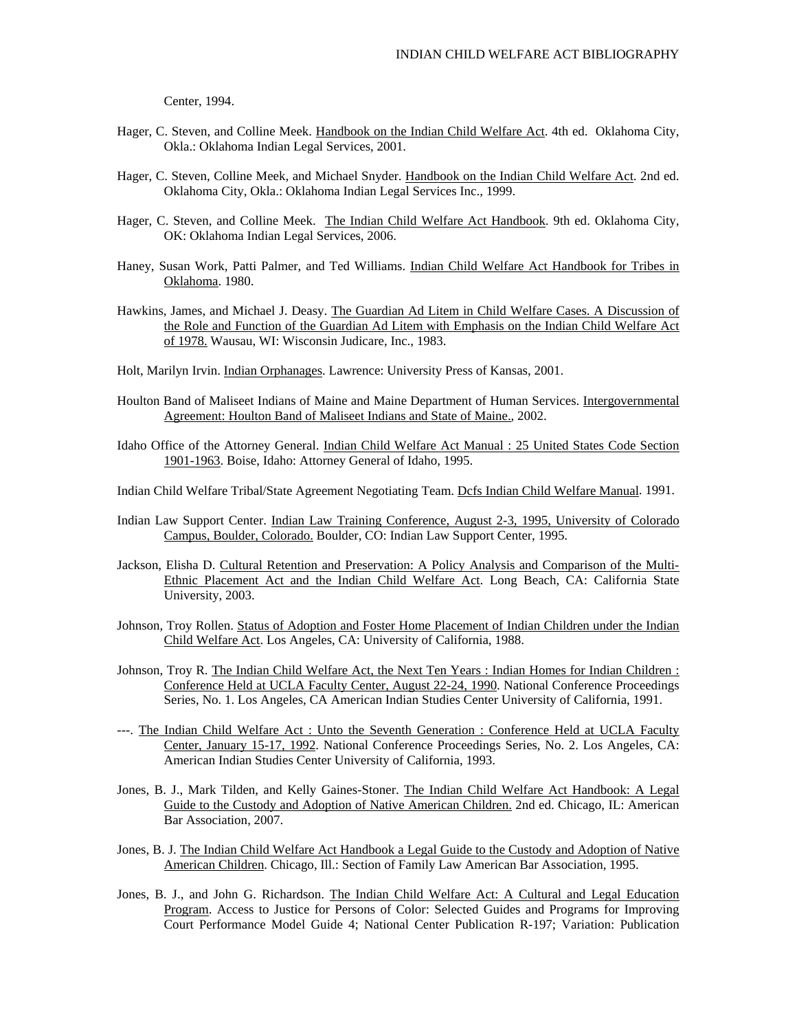Center, 1994.

Hager, C. Steven, and Colline Meek. <u>Handbook on the Indian Child Welfare Act</u>. 4th ed. Oklahoma City, Okla.: Oklahoma Indian Legal Services, 2001.

Hager, C. Steven, Colline Meek, and Michael Snyder. <u>Handbook on the Indian Child Welfare Act</u>. 2nd ed. Oklahoma City, Okla.: Oklahoma Indian Legal Services Inc., 1999.

Hager, C. Steven, and Colline Meek. <u>The Indian Child Welfare Act Handbook</u>. 9th ed. Oklahoma City, OK: Oklahoma Indian Legal Services, 2006.

Haney, Susan Work, Patti Palmer, and Ted Williams. <u>Indian Child Welfare Act Handbook for Tribes in Oklahoma</u>. 1980.

Hawkins, James, and Michael J. Deasy. <u>The Guardian Ad Litem in Child Welfare Cases. A Discussion of the Role and Function of the Guardian Ad Litem with Emphasis on the Indian Child Welfare Act of 1978.</u> Wausau, WI: Wisconsin Judicare, Inc., 1983.

Holt, Marilyn Irvin. <u>Indian Orphanages</u>. Lawrence: University Press of Kansas, 2001.

Houlton Band of Maliseet Indians of Maine and Maine Department of Human Services. <u>Intergovernmental Agreement: Houlton Band of Maliseet Indians and State of Maine.</u>, 2002.

Idaho Office of the Attorney General. <u>Indian Child Welfare Act Manual : 25 United States Code Section 1901-1963</u>. Boise, Idaho: Attorney General of Idaho, 1995.

Indian Child Welfare Tribal/State Agreement Negotiating Team. <u>Dcfs Indian Child Welfare Manual</u>. 1991.

Indian Law Support Center. <u>Indian Law Training Conference, August 2-3, 1995, University of Colorado Campus, Boulder, Colorado.</u> Boulder, CO: Indian Law Support Center, 1995.

Jackson, Elisha D. <u>Cultural Retention and Preservation: A Policy Analysis and Comparison of the Multi-Ethnic Placement Act and the Indian Child Welfare Act</u>. Long Beach, CA: California State University, 2003.

Johnson, Troy Rollen. <u>Status of Adoption and Foster Home Placement of Indian Children under the Indian Child Welfare Act</u>. Los Angeles, CA: University of California, 1988.

Johnson, Troy R. <u>The Indian Child Welfare Act, the Next Ten Years : Indian Homes for Indian Children : Conference Held at UCLA Faculty Center, August 22-24, 1990</u>. National Conference Proceedings Series, No. 1. Los Angeles, CA American Indian Studies Center University of California, 1991.

---. <u>The Indian Child Welfare Act : Unto the Seventh Generation : Conference Held at UCLA Faculty Center, January 15-17, 1992</u>. National Conference Proceedings Series, No. 2. Los Angeles, CA: American Indian Studies Center University of California, 1993.

Jones, B. J., Mark Tilden, and Kelly Gaines-Stoner. <u>The Indian Child Welfare Act Handbook: A Legal Guide to the Custody and Adoption of Native American Children.</u> 2nd ed. Chicago, IL: American Bar Association, 2007.

Jones, B. J. <u>The Indian Child Welfare Act Handbook a Legal Guide to the Custody and Adoption of Native American Children</u>. Chicago, Ill.: Section of Family Law American Bar Association, 1995.

Jones, B. J., and John G. Richardson. <u>The Indian Child Welfare Act: A Cultural and Legal Education Program</u>. Access to Justice for Persons of Color: Selected Guides and Programs for Improving Court Performance Model Guide 4; National Center Publication R-197; Variation: Publication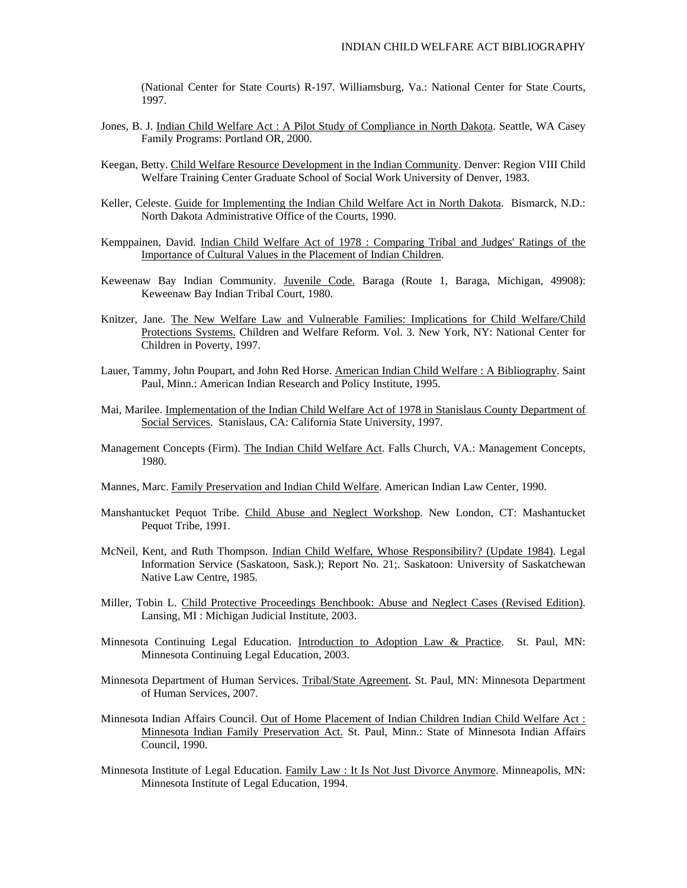(National Center for State Courts) R-197. Williamsburg, Va.: National Center for State Courts, 1997.

Jones, B. J. Indian Child Welfare Act : A Pilot Study of Compliance in North Dakota. Seattle, WA Casey Family Programs: Portland OR, 2000.

Keegan, Betty. Child Welfare Resource Development in the Indian Community. Denver: Region VIII Child Welfare Training Center Graduate School of Social Work University of Denver, 1983.

Keller, Celeste. Guide for Implementing the Indian Child Welfare Act in North Dakota. Bismarck, N.D.: North Dakota Administrative Office of the Courts, 1990.

Kemppainen, David. Indian Child Welfare Act of 1978 : Comparing Tribal and Judges' Ratings of the Importance of Cultural Values in the Placement of Indian Children.

Keweenaw Bay Indian Community. Juvenile Code. Baraga (Route 1, Baraga, Michigan, 49908): Keweenaw Bay Indian Tribal Court, 1980.

Knitzer, Jane. The New Welfare Law and Vulnerable Families: Implications for Child Welfare/Child Protections Systems. Children and Welfare Reform. Vol. 3. New York, NY: National Center for Children in Poverty, 1997.

Lauer, Tammy, John Poupart, and John Red Horse. American Indian Child Welfare : A Bibliography. Saint Paul, Minn.: American Indian Research and Policy Institute, 1995.

Mai, Marilee. Implementation of the Indian Child Welfare Act of 1978 in Stanislaus County Department of Social Services. Stanislaus, CA: California State University, 1997.

Management Concepts (Firm). The Indian Child Welfare Act. Falls Church, VA.: Management Concepts, 1980.

Mannes, Marc. Family Preservation and Indian Child Welfare. American Indian Law Center, 1990.

Manshantucket Pequot Tribe. Child Abuse and Neglect Workshop. New London, CT: Mashantucket Pequot Tribe, 1991.

McNeil, Kent, and Ruth Thompson. Indian Child Welfare, Whose Responsibility? (Update 1984). Legal Information Service (Saskatoon, Sask.); Report No. 21;. Saskatoon: University of Saskatchewan Native Law Centre, 1985.

Miller, Tobin L. Child Protective Proceedings Benchbook: Abuse and Neglect Cases (Revised Edition). Lansing, MI : Michigan Judicial Institute, 2003.

Minnesota Continuing Legal Education. Introduction to Adoption Law & Practice. St. Paul, MN: Minnesota Continuing Legal Education, 2003.

Minnesota Department of Human Services. Tribal/State Agreement. St. Paul, MN: Minnesota Department of Human Services, 2007.

Minnesota Indian Affairs Council. Out of Home Placement of Indian Children Indian Child Welfare Act : Minnesota Indian Family Preservation Act. St. Paul, Minn.: State of Minnesota Indian Affairs Council, 1990.

Minnesota Institute of Legal Education. Family Law : It Is Not Just Divorce Anymore. Minneapolis, MN: Minnesota Institute of Legal Education, 1994.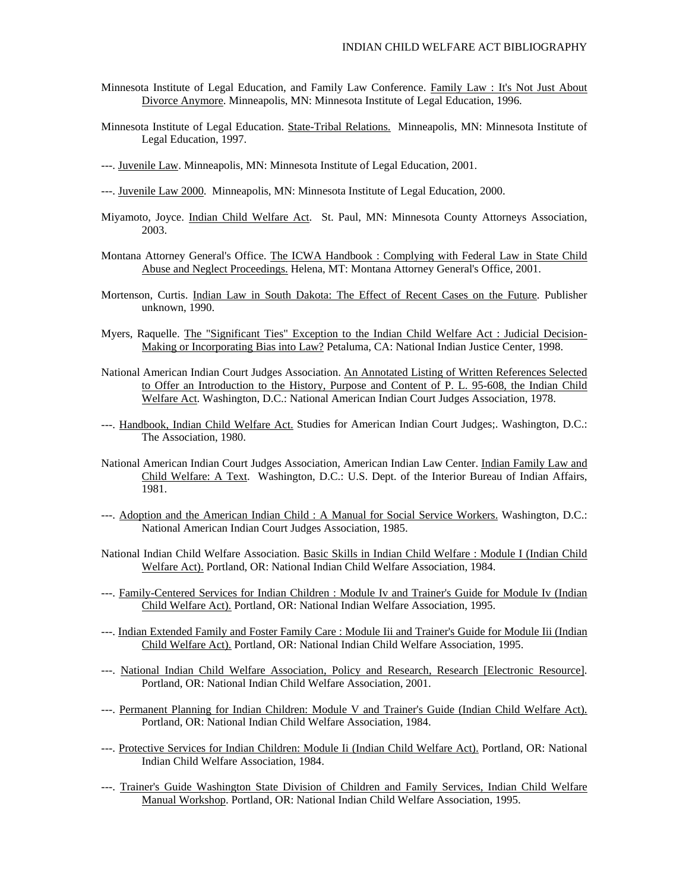Minnesota Institute of Legal Education, and Family Law Conference. Family Law : It's Not Just About Divorce Anymore. Minneapolis, MN: Minnesota Institute of Legal Education, 1996.

Minnesota Institute of Legal Education. State-Tribal Relations. Minneapolis, MN: Minnesota Institute of Legal Education, 1997.

---. Juvenile Law. Minneapolis, MN: Minnesota Institute of Legal Education, 2001.

---. Juvenile Law 2000. Minneapolis, MN: Minnesota Institute of Legal Education, 2000.

Miyamoto, Joyce. Indian Child Welfare Act. St. Paul, MN: Minnesota County Attorneys Association, 2003.

Montana Attorney General's Office. The ICWA Handbook : Complying with Federal Law in State Child Abuse and Neglect Proceedings. Helena, MT: Montana Attorney General's Office, 2001.

Mortenson, Curtis. Indian Law in South Dakota: The Effect of Recent Cases on the Future. Publisher unknown, 1990.

Myers, Raquelle. The "Significant Ties" Exception to the Indian Child Welfare Act : Judicial Decision-Making or Incorporating Bias into Law? Petaluma, CA: National Indian Justice Center, 1998.

National American Indian Court Judges Association. An Annotated Listing of Written References Selected to Offer an Introduction to the History, Purpose and Content of P. L. 95-608, the Indian Child Welfare Act. Washington, D.C.: National American Indian Court Judges Association, 1978.

---. Handbook, Indian Child Welfare Act. Studies for American Indian Court Judges;. Washington, D.C.: The Association, 1980.

National American Indian Court Judges Association, American Indian Law Center. Indian Family Law and Child Welfare: A Text. Washington, D.C.: U.S. Dept. of the Interior Bureau of Indian Affairs, 1981.

---. Adoption and the American Indian Child : A Manual for Social Service Workers. Washington, D.C.: National American Indian Court Judges Association, 1985.

National Indian Child Welfare Association. Basic Skills in Indian Child Welfare : Module I (Indian Child Welfare Act). Portland, OR: National Indian Child Welfare Association, 1984.

---. Family-Centered Services for Indian Children : Module Iv and Trainer's Guide for Module Iv (Indian Child Welfare Act). Portland, OR: National Indian Welfare Association, 1995.

---. Indian Extended Family and Foster Family Care : Module Iii and Trainer's Guide for Module Iii (Indian Child Welfare Act). Portland, OR: National Indian Child Welfare Association, 1995.

---. National Indian Child Welfare Association, Policy and Research, Research [Electronic Resource]. Portland, OR: National Indian Child Welfare Association, 2001.

---. Permanent Planning for Indian Children: Module V and Trainer's Guide (Indian Child Welfare Act). Portland, OR: National Indian Child Welfare Association, 1984.

---. Protective Services for Indian Children: Module Ii (Indian Child Welfare Act). Portland, OR: National Indian Child Welfare Association, 1984.

---. Trainer's Guide Washington State Division of Children and Family Services, Indian Child Welfare Manual Workshop. Portland, OR: National Indian Child Welfare Association, 1995.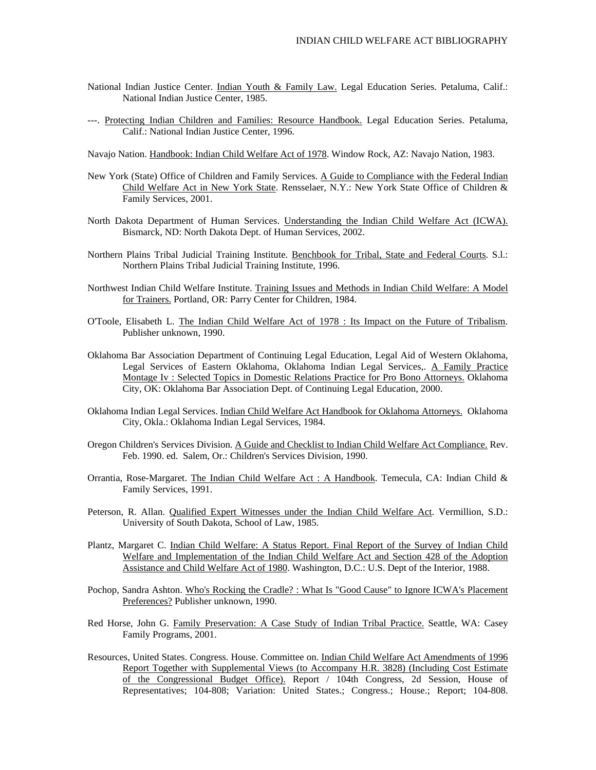National Indian Justice Center. Indian Youth & Family Law. Legal Education Series. Petaluma, Calif.: National Indian Justice Center, 1985.

---. Protecting Indian Children and Families: Resource Handbook. Legal Education Series. Petaluma, Calif.: National Indian Justice Center, 1996.

Navajo Nation. Handbook: Indian Child Welfare Act of 1978. Window Rock, AZ: Navajo Nation, 1983.

New York (State) Office of Children and Family Services. A Guide to Compliance with the Federal Indian Child Welfare Act in New York State. Rensselaer, N.Y.: New York State Office of Children & Family Services, 2001.

North Dakota Department of Human Services. Understanding the Indian Child Welfare Act (ICWA). Bismarck, ND: North Dakota Dept. of Human Services, 2002.

Northern Plains Tribal Judicial Training Institute. Benchbook for Tribal, State and Federal Courts. S.l.: Northern Plains Tribal Judicial Training Institute, 1996.

Northwest Indian Child Welfare Institute. Training Issues and Methods in Indian Child Welfare: A Model for Trainers. Portland, OR: Parry Center for Children, 1984.

O'Toole, Elisabeth L. The Indian Child Welfare Act of 1978 : Its Impact on the Future of Tribalism. Publisher unknown, 1990.

Oklahoma Bar Association Department of Continuing Legal Education, Legal Aid of Western Oklahoma, Legal Services of Eastern Oklahoma, Oklahoma Indian Legal Services,. A Family Practice Montage Iv : Selected Topics in Domestic Relations Practice for Pro Bono Attorneys. Oklahoma City, OK: Oklahoma Bar Association Dept. of Continuing Legal Education, 2000.

Oklahoma Indian Legal Services. Indian Child Welfare Act Handbook for Oklahoma Attorneys. Oklahoma City, Okla.: Oklahoma Indian Legal Services, 1984.

Oregon Children's Services Division. A Guide and Checklist to Indian Child Welfare Act Compliance. Rev. Feb. 1990. ed. Salem, Or.: Children's Services Division, 1990.

Orrantia, Rose-Margaret. The Indian Child Welfare Act : A Handbook. Temecula, CA: Indian Child & Family Services, 1991.

Peterson, R. Allan. Qualified Expert Witnesses under the Indian Child Welfare Act. Vermillion, S.D.: University of South Dakota, School of Law, 1985.

Plantz, Margaret C. Indian Child Welfare: A Status Report. Final Report of the Survey of Indian Child Welfare and Implementation of the Indian Child Welfare Act and Section 428 of the Adoption Assistance and Child Welfare Act of 1980. Washington, D.C.: U.S. Dept of the Interior, 1988.

Pochop, Sandra Ashton. Who's Rocking the Cradle? : What Is "Good Cause" to Ignore ICWA's Placement Preferences? Publisher unknown, 1990.

Red Horse, John G. Family Preservation: A Case Study of Indian Tribal Practice. Seattle, WA: Casey Family Programs, 2001.

Resources, United States. Congress. House. Committee on. Indian Child Welfare Act Amendments of 1996 Report Together with Supplemental Views (to Accompany H.R. 3828) (Including Cost Estimate of the Congressional Budget Office). Report / 104th Congress, 2d Session, House of Representatives; 104-808; Variation: United States.; Congress.; House.; Report; 104-808.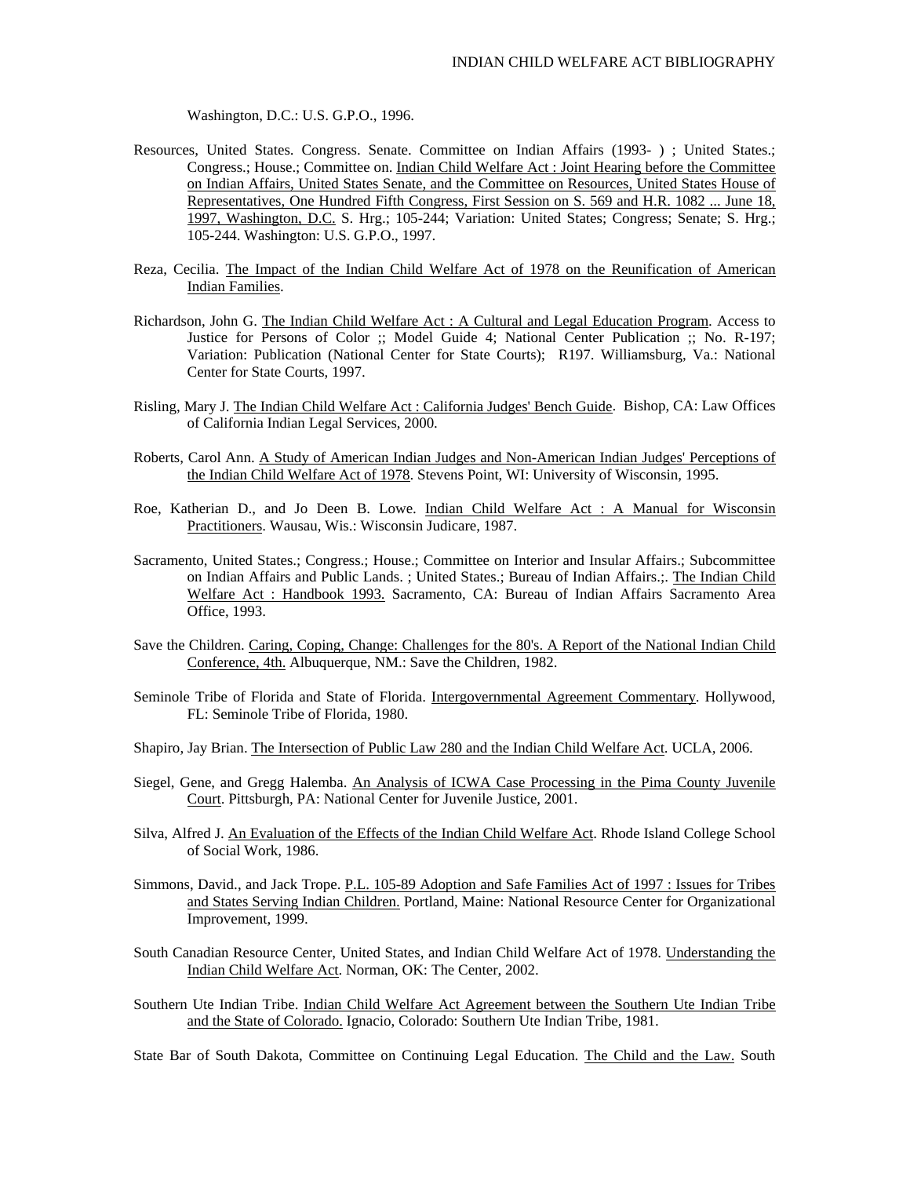Washington, D.C.: U.S. G.P.O., 1996.

Resources, United States. Congress. Senate. Committee on Indian Affairs (1993- ) ; United States.; Congress.; House.; Committee on. Indian Child Welfare Act : Joint Hearing before the Committee on Indian Affairs, United States Senate, and the Committee on Resources, United States House of Representatives, One Hundred Fifth Congress, First Session on S. 569 and H.R. 1082 ... June 18, 1997, Washington, D.C. S. Hrg.; 105-244; Variation: United States; Congress; Senate; S. Hrg.; 105-244. Washington: U.S. G.P.O., 1997.

Reza, Cecilia. The Impact of the Indian Child Welfare Act of 1978 on the Reunification of American Indian Families.

Richardson, John G. The Indian Child Welfare Act : A Cultural and Legal Education Program. Access to Justice for Persons of Color ;; Model Guide 4; National Center Publication ;; No. R-197; Variation: Publication (National Center for State Courts); R197. Williamsburg, Va.: National Center for State Courts, 1997.

Risling, Mary J. The Indian Child Welfare Act : California Judges' Bench Guide. Bishop, CA: Law Offices of California Indian Legal Services, 2000.

Roberts, Carol Ann. A Study of American Indian Judges and Non-American Indian Judges' Perceptions of the Indian Child Welfare Act of 1978. Stevens Point, WI: University of Wisconsin, 1995.

Roe, Katherian D., and Jo Deen B. Lowe. Indian Child Welfare Act : A Manual for Wisconsin Practitioners. Wausau, Wis.: Wisconsin Judicare, 1987.

Sacramento, United States.; Congress.; House.; Committee on Interior and Insular Affairs.; Subcommittee on Indian Affairs and Public Lands. ; United States.; Bureau of Indian Affairs.;. The Indian Child Welfare Act : Handbook 1993. Sacramento, CA: Bureau of Indian Affairs Sacramento Area Office, 1993.

Save the Children. Caring, Coping, Change: Challenges for the 80's. A Report of the National Indian Child Conference, 4th. Albuquerque, NM.: Save the Children, 1982.

Seminole Tribe of Florida and State of Florida. Intergovernmental Agreement Commentary. Hollywood, FL: Seminole Tribe of Florida, 1980.

Shapiro, Jay Brian. The Intersection of Public Law 280 and the Indian Child Welfare Act. UCLA, 2006.

Siegel, Gene, and Gregg Halemba. An Analysis of ICWA Case Processing in the Pima County Juvenile Court. Pittsburgh, PA: National Center for Juvenile Justice, 2001.

Silva, Alfred J. An Evaluation of the Effects of the Indian Child Welfare Act. Rhode Island College School of Social Work, 1986.

Simmons, David., and Jack Trope. P.L. 105-89 Adoption and Safe Families Act of 1997 : Issues for Tribes and States Serving Indian Children. Portland, Maine: National Resource Center for Organizational Improvement, 1999.

South Canadian Resource Center, United States, and Indian Child Welfare Act of 1978. Understanding the Indian Child Welfare Act. Norman, OK: The Center, 2002.

Southern Ute Indian Tribe. Indian Child Welfare Act Agreement between the Southern Ute Indian Tribe and the State of Colorado. Ignacio, Colorado: Southern Ute Indian Tribe, 1981.

State Bar of South Dakota, Committee on Continuing Legal Education. The Child and the Law. South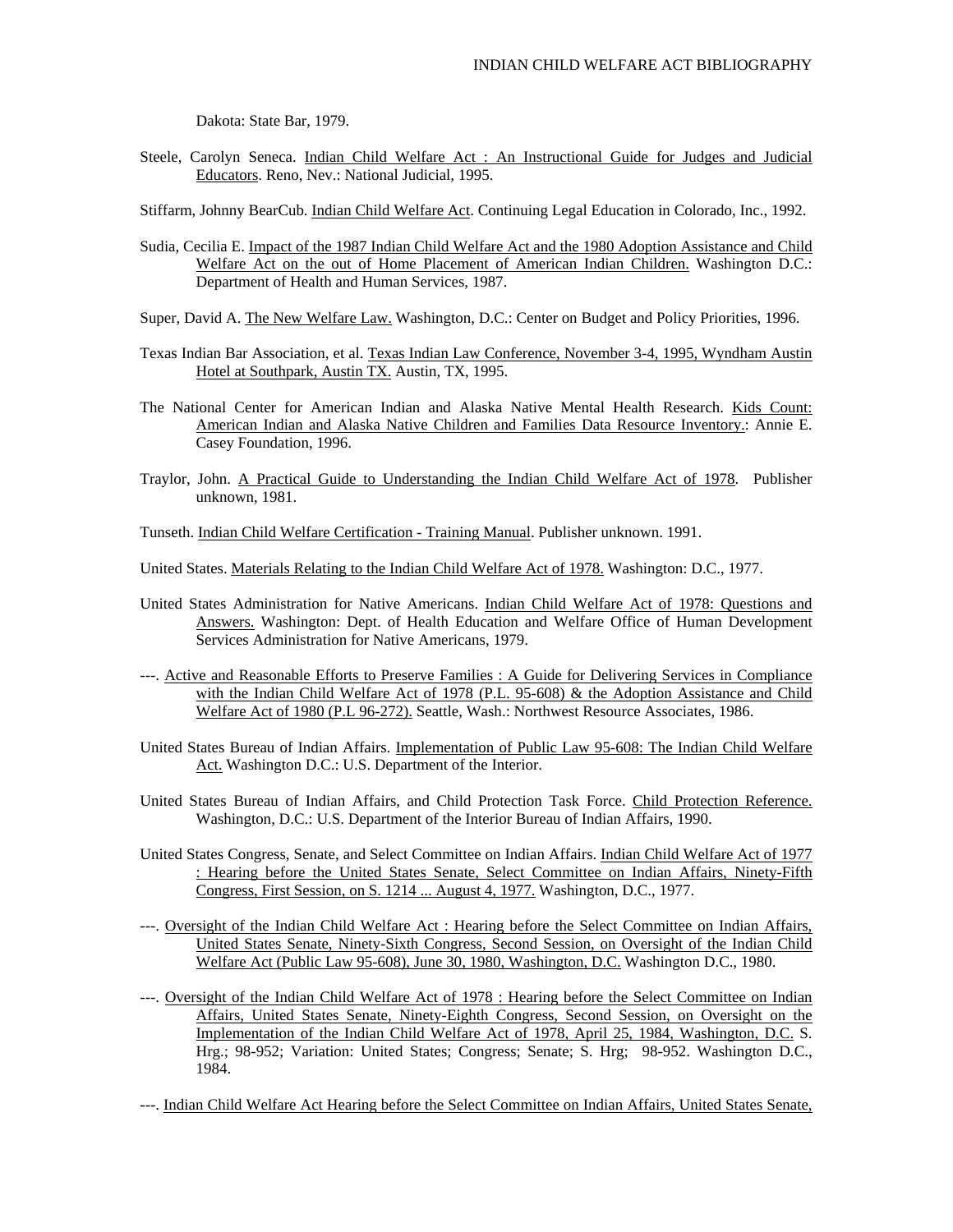Dakota: State Bar, 1979.

Steele, Carolyn Seneca. Indian Child Welfare Act : An Instructional Guide for Judges and Judicial Educators. Reno, Nev.: National Judicial, 1995.

Stiffarm, Johnny BearCub. Indian Child Welfare Act. Continuing Legal Education in Colorado, Inc., 1992.

Sudia, Cecilia E. Impact of the 1987 Indian Child Welfare Act and the 1980 Adoption Assistance and Child Welfare Act on the out of Home Placement of American Indian Children. Washington D.C.: Department of Health and Human Services, 1987.

Super, David A. The New Welfare Law. Washington, D.C.: Center on Budget and Policy Priorities, 1996.

Texas Indian Bar Association, et al. Texas Indian Law Conference, November 3-4, 1995, Wyndham Austin Hotel at Southpark, Austin TX. Austin, TX, 1995.

The National Center for American Indian and Alaska Native Mental Health Research. Kids Count: American Indian and Alaska Native Children and Families Data Resource Inventory.: Annie E. Casey Foundation, 1996.

Traylor, John. A Practical Guide to Understanding the Indian Child Welfare Act of 1978. Publisher unknown, 1981.

Tunseth. Indian Child Welfare Certification - Training Manual. Publisher unknown. 1991.

United States. Materials Relating to the Indian Child Welfare Act of 1978. Washington: D.C., 1977.

United States Administration for Native Americans. Indian Child Welfare Act of 1978: Questions and Answers. Washington: Dept. of Health Education and Welfare Office of Human Development Services Administration for Native Americans, 1979.

---. Active and Reasonable Efforts to Preserve Families : A Guide for Delivering Services in Compliance with the Indian Child Welfare Act of 1978 (P.L. 95-608) & the Adoption Assistance and Child Welfare Act of 1980 (P.L 96-272). Seattle, Wash.: Northwest Resource Associates, 1986.

United States Bureau of Indian Affairs. Implementation of Public Law 95-608: The Indian Child Welfare Act. Washington D.C.: U.S. Department of the Interior.

United States Bureau of Indian Affairs, and Child Protection Task Force. Child Protection Reference. Washington, D.C.: U.S. Department of the Interior Bureau of Indian Affairs, 1990.

United States Congress, Senate, and Select Committee on Indian Affairs. Indian Child Welfare Act of 1977 : Hearing before the United States Senate, Select Committee on Indian Affairs, Ninety-Fifth Congress, First Session, on S. 1214 ... August 4, 1977. Washington, D.C., 1977.

---. Oversight of the Indian Child Welfare Act : Hearing before the Select Committee on Indian Affairs, United States Senate, Ninety-Sixth Congress, Second Session, on Oversight of the Indian Child Welfare Act (Public Law 95-608), June 30, 1980, Washington, D.C. Washington D.C., 1980.

---. Oversight of the Indian Child Welfare Act of 1978 : Hearing before the Select Committee on Indian Affairs, United States Senate, Ninety-Eighth Congress, Second Session, on Oversight on the Implementation of the Indian Child Welfare Act of 1978, April 25, 1984, Washington, D.C. S. Hrg.; 98-952; Variation: United States; Congress; Senate; S. Hrg; 98-952. Washington D.C., 1984.

---. Indian Child Welfare Act Hearing before the Select Committee on Indian Affairs, United States Senate,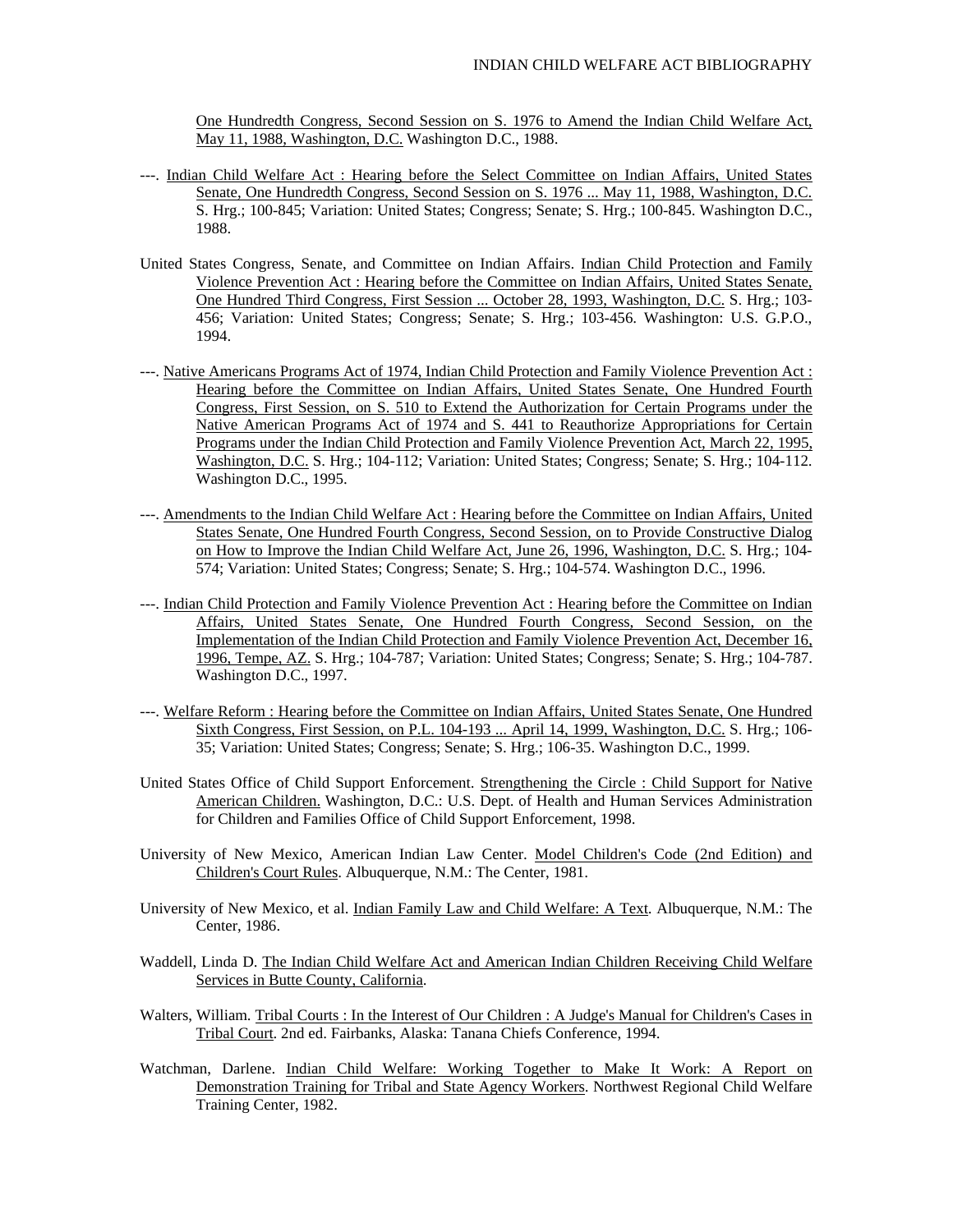One Hundredth Congress, Second Session on S. 1976 to Amend the Indian Child Welfare Act, May 11, 1988, Washington, D.C. Washington D.C., 1988.

---. Indian Child Welfare Act : Hearing before the Select Committee on Indian Affairs, United States Senate, One Hundredth Congress, Second Session on S. 1976 ... May 11, 1988, Washington, D.C. S. Hrg.; 100-845; Variation: United States; Congress; Senate; S. Hrg.; 100-845. Washington D.C., 1988.

United States Congress, Senate, and Committee on Indian Affairs. Indian Child Protection and Family Violence Prevention Act : Hearing before the Committee on Indian Affairs, United States Senate, One Hundred Third Congress, First Session ... October 28, 1993, Washington, D.C. S. Hrg.; 103-456; Variation: United States; Congress; Senate; S. Hrg.; 103-456. Washington: U.S. G.P.O., 1994.

---. Native Americans Programs Act of 1974, Indian Child Protection and Family Violence Prevention Act : Hearing before the Committee on Indian Affairs, United States Senate, One Hundred Fourth Congress, First Session, on S. 510 to Extend the Authorization for Certain Programs under the Native American Programs Act of 1974 and S. 441 to Reauthorize Appropriations for Certain Programs under the Indian Child Protection and Family Violence Prevention Act, March 22, 1995, Washington, D.C. S. Hrg.; 104-112; Variation: United States; Congress; Senate; S. Hrg.; 104-112. Washington D.C., 1995.

---. Amendments to the Indian Child Welfare Act : Hearing before the Committee on Indian Affairs, United States Senate, One Hundred Fourth Congress, Second Session, on to Provide Constructive Dialog on How to Improve the Indian Child Welfare Act, June 26, 1996, Washington, D.C. S. Hrg.; 104-574; Variation: United States; Congress; Senate; S. Hrg.; 104-574. Washington D.C., 1996.

---. Indian Child Protection and Family Violence Prevention Act : Hearing before the Committee on Indian Affairs, United States Senate, One Hundred Fourth Congress, Second Session, on the Implementation of the Indian Child Protection and Family Violence Prevention Act, December 16, 1996, Tempe, AZ. S. Hrg.; 104-787; Variation: United States; Congress; Senate; S. Hrg.; 104-787. Washington D.C., 1997.

---. Welfare Reform : Hearing before the Committee on Indian Affairs, United States Senate, One Hundred Sixth Congress, First Session, on P.L. 104-193 ... April 14, 1999, Washington, D.C. S. Hrg.; 106-35; Variation: United States; Congress; Senate; S. Hrg.; 106-35. Washington D.C., 1999.

United States Office of Child Support Enforcement. Strengthening the Circle : Child Support for Native American Children. Washington, D.C.: U.S. Dept. of Health and Human Services Administration for Children and Families Office of Child Support Enforcement, 1998.

University of New Mexico, American Indian Law Center. Model Children's Code (2nd Edition) and Children's Court Rules. Albuquerque, N.M.: The Center, 1981.

University of New Mexico, et al. Indian Family Law and Child Welfare: A Text. Albuquerque, N.M.: The Center, 1986.

Waddell, Linda D. The Indian Child Welfare Act and American Indian Children Receiving Child Welfare Services in Butte County, California.

Walters, William. Tribal Courts : In the Interest of Our Children : A Judge's Manual for Children's Cases in Tribal Court. 2nd ed. Fairbanks, Alaska: Tanana Chiefs Conference, 1994.

Watchman, Darlene. Indian Child Welfare: Working Together to Make It Work: A Report on Demonstration Training for Tribal and State Agency Workers. Northwest Regional Child Welfare Training Center, 1982.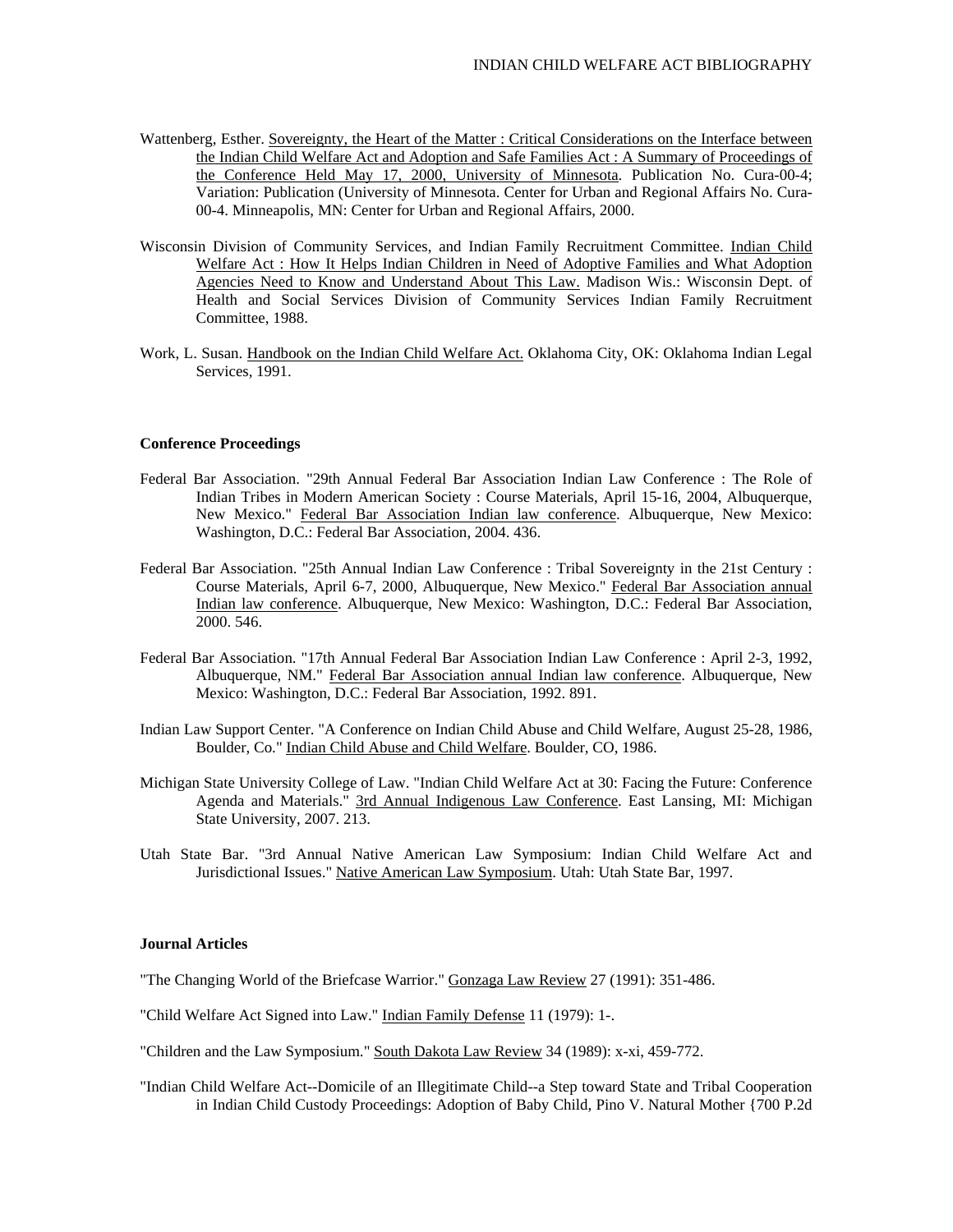Wattenberg, Esther. Sovereignty, the Heart of the Matter : Critical Considerations on the Interface between the Indian Child Welfare Act and Adoption and Safe Families Act : A Summary of Proceedings of the Conference Held May 17, 2000, University of Minnesota. Publication No. Cura-00-4; Variation: Publication (University of Minnesota. Center for Urban and Regional Affairs No. Cura-00-4. Minneapolis, MN: Center for Urban and Regional Affairs, 2000.

Wisconsin Division of Community Services, and Indian Family Recruitment Committee. Indian Child Welfare Act : How It Helps Indian Children in Need of Adoptive Families and What Adoption Agencies Need to Know and Understand About This Law. Madison Wis.: Wisconsin Dept. of Health and Social Services Division of Community Services Indian Family Recruitment Committee, 1988.

Work, L. Susan. Handbook on the Indian Child Welfare Act. Oklahoma City, OK: Oklahoma Indian Legal Services, 1991.

**Conference Proceedings**

Federal Bar Association. "29th Annual Federal Bar Association Indian Law Conference : The Role of Indian Tribes in Modern American Society : Course Materials, April 15-16, 2004, Albuquerque, New Mexico." Federal Bar Association Indian law conference. Albuquerque, New Mexico: Washington, D.C.: Federal Bar Association, 2004. 436.

Federal Bar Association. "25th Annual Indian Law Conference : Tribal Sovereignty in the 21st Century : Course Materials, April 6-7, 2000, Albuquerque, New Mexico." Federal Bar Association annual Indian law conference. Albuquerque, New Mexico: Washington, D.C.: Federal Bar Association, 2000. 546.

Federal Bar Association. "17th Annual Federal Bar Association Indian Law Conference : April 2-3, 1992, Albuquerque, NM." Federal Bar Association annual Indian law conference. Albuquerque, New Mexico: Washington, D.C.: Federal Bar Association, 1992. 891.

Indian Law Support Center. "A Conference on Indian Child Abuse and Child Welfare, August 25-28, 1986, Boulder, Co." Indian Child Abuse and Child Welfare. Boulder, CO, 1986.

Michigan State University College of Law. "Indian Child Welfare Act at 30: Facing the Future: Conference Agenda and Materials." 3rd Annual Indigenous Law Conference. East Lansing, MI: Michigan State University, 2007. 213.

Utah State Bar. "3rd Annual Native American Law Symposium: Indian Child Welfare Act and Jurisdictional Issues." Native American Law Symposium. Utah: Utah State Bar, 1997.

**Journal Articles**

"The Changing World of the Briefcase Warrior." Gonzaga Law Review 27 (1991): 351-486.

"Child Welfare Act Signed into Law." Indian Family Defense 11 (1979): 1-.

"Children and the Law Symposium." South Dakota Law Review 34 (1989): x-xi, 459-772.

"Indian Child Welfare Act--Domicile of an Illegitimate Child--a Step toward State and Tribal Cooperation in Indian Child Custody Proceedings: Adoption of Baby Child, Pino V. Natural Mother {700 P.2d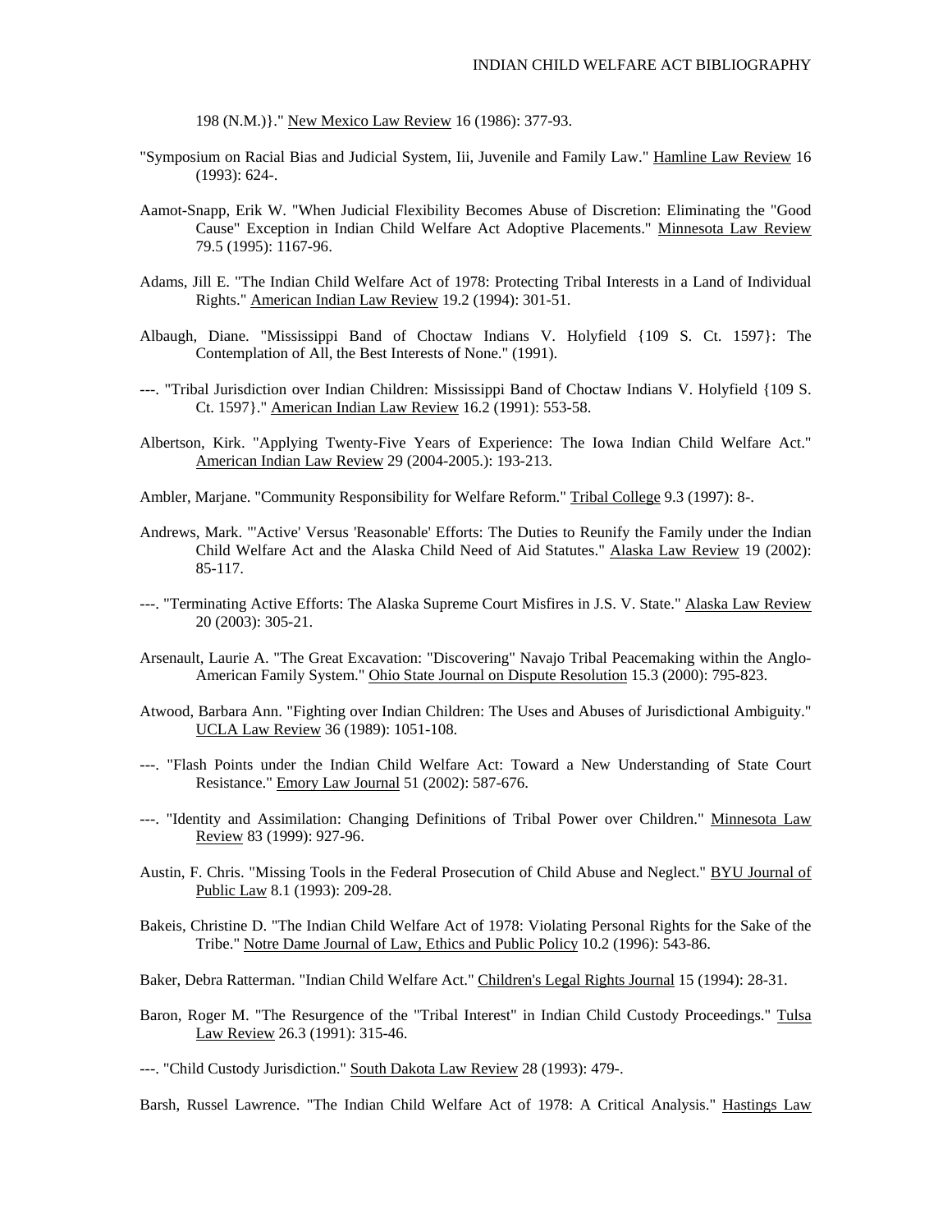198 (N.M.)}." New Mexico Law Review 16 (1986): 377-93.

"Symposium on Racial Bias and Judicial System, Iii, Juvenile and Family Law." Hamline Law Review 16 (1993): 624-.

Aamot-Snapp, Erik W. "When Judicial Flexibility Becomes Abuse of Discretion: Eliminating the "Good Cause" Exception in Indian Child Welfare Act Adoptive Placements." Minnesota Law Review 79.5 (1995): 1167-96.

Adams, Jill E. "The Indian Child Welfare Act of 1978: Protecting Tribal Interests in a Land of Individual Rights." American Indian Law Review 19.2 (1994): 301-51.

Albaugh, Diane. "Mississippi Band of Choctaw Indians V. Holyfield {109 S. Ct. 1597}: The Contemplation of All, the Best Interests of None." (1991).

---. "Tribal Jurisdiction over Indian Children: Mississippi Band of Choctaw Indians V. Holyfield {109 S. Ct. 1597}." American Indian Law Review 16.2 (1991): 553-58.

Albertson, Kirk. "Applying Twenty-Five Years of Experience: The Iowa Indian Child Welfare Act." American Indian Law Review 29 (2004-2005.): 193-213.

Ambler, Marjane. "Community Responsibility for Welfare Reform." Tribal College 9.3 (1997): 8-.

Andrews, Mark. "'Active' Versus 'Reasonable' Efforts: The Duties to Reunify the Family under the Indian Child Welfare Act and the Alaska Child Need of Aid Statutes." Alaska Law Review 19 (2002): 85-117.

---. "Terminating Active Efforts: The Alaska Supreme Court Misfires in J.S. V. State." Alaska Law Review 20 (2003): 305-21.

Arsenault, Laurie A. "The Great Excavation: "Discovering" Navajo Tribal Peacemaking within the Anglo-American Family System." Ohio State Journal on Dispute Resolution 15.3 (2000): 795-823.

Atwood, Barbara Ann. "Fighting over Indian Children: The Uses and Abuses of Jurisdictional Ambiguity." UCLA Law Review 36 (1989): 1051-108.

---. "Flash Points under the Indian Child Welfare Act: Toward a New Understanding of State Court Resistance." Emory Law Journal 51 (2002): 587-676.

---. "Identity and Assimilation: Changing Definitions of Tribal Power over Children." Minnesota Law Review 83 (1999): 927-96.

Austin, F. Chris. "Missing Tools in the Federal Prosecution of Child Abuse and Neglect." BYU Journal of Public Law 8.1 (1993): 209-28.

Bakeis, Christine D. "The Indian Child Welfare Act of 1978: Violating Personal Rights for the Sake of the Tribe." Notre Dame Journal of Law, Ethics and Public Policy 10.2 (1996): 543-86.

Baker, Debra Ratterman. "Indian Child Welfare Act." Children's Legal Rights Journal 15 (1994): 28-31.

Baron, Roger M. "The Resurgence of the "Tribal Interest" in Indian Child Custody Proceedings." Tulsa Law Review 26.3 (1991): 315-46.

---. "Child Custody Jurisdiction." South Dakota Law Review 28 (1993): 479-.

Barsh, Russel Lawrence. "The Indian Child Welfare Act of 1978: A Critical Analysis." Hastings Law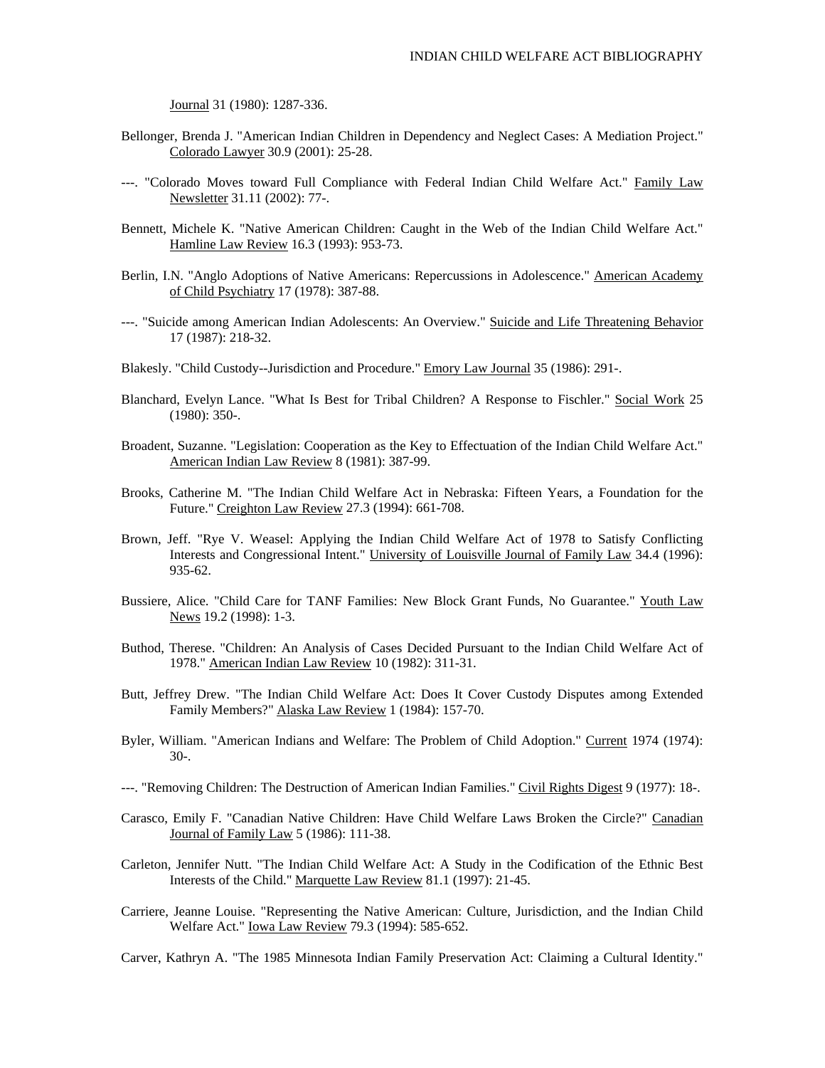Journal 31 (1980): 1287-336.

Bellonger, Brenda J. "American Indian Children in Dependency and Neglect Cases: A Mediation Project." Colorado Lawyer 30.9 (2001): 25-28.

---. "Colorado Moves toward Full Compliance with Federal Indian Child Welfare Act." Family Law Newsletter 31.11 (2002): 77-.

Bennett, Michele K. "Native American Children: Caught in the Web of the Indian Child Welfare Act." Hamline Law Review 16.3 (1993): 953-73.

Berlin, I.N. "Anglo Adoptions of Native Americans: Repercussions in Adolescence." American Academy of Child Psychiatry 17 (1978): 387-88.

---. "Suicide among American Indian Adolescents: An Overview." Suicide and Life Threatening Behavior 17 (1987): 218-32.

Blakesly. "Child Custody--Jurisdiction and Procedure." Emory Law Journal 35 (1986): 291-.

Blanchard, Evelyn Lance. "What Is Best for Tribal Children? A Response to Fischler." Social Work 25 (1980): 350-.

Broadent, Suzanne. "Legislation: Cooperation as the Key to Effectuation of the Indian Child Welfare Act." American Indian Law Review 8 (1981): 387-99.

Brooks, Catherine M. "The Indian Child Welfare Act in Nebraska: Fifteen Years, a Foundation for the Future." Creighton Law Review 27.3 (1994): 661-708.

Brown, Jeff. "Rye V. Weasel: Applying the Indian Child Welfare Act of 1978 to Satisfy Conflicting Interests and Congressional Intent." University of Louisville Journal of Family Law 34.4 (1996): 935-62.

Bussiere, Alice. "Child Care for TANF Families: New Block Grant Funds, No Guarantee." Youth Law News 19.2 (1998): 1-3.

Buthod, Therese. "Children: An Analysis of Cases Decided Pursuant to the Indian Child Welfare Act of 1978." American Indian Law Review 10 (1982): 311-31.

Butt, Jeffrey Drew. "The Indian Child Welfare Act: Does It Cover Custody Disputes among Extended Family Members?" Alaska Law Review 1 (1984): 157-70.

Byler, William. "American Indians and Welfare: The Problem of Child Adoption." Current 1974 (1974): 30-.

---. "Removing Children: The Destruction of American Indian Families." Civil Rights Digest 9 (1977): 18-.

Carasco, Emily F. "Canadian Native Children: Have Child Welfare Laws Broken the Circle?" Canadian Journal of Family Law 5 (1986): 111-38.

Carleton, Jennifer Nutt. "The Indian Child Welfare Act: A Study in the Codification of the Ethnic Best Interests of the Child." Marquette Law Review 81.1 (1997): 21-45.

Carriere, Jeanne Louise. "Representing the Native American: Culture, Jurisdiction, and the Indian Child Welfare Act." Iowa Law Review 79.3 (1994): 585-652.

Carver, Kathryn A. "The 1985 Minnesota Indian Family Preservation Act: Claiming a Cultural Identity."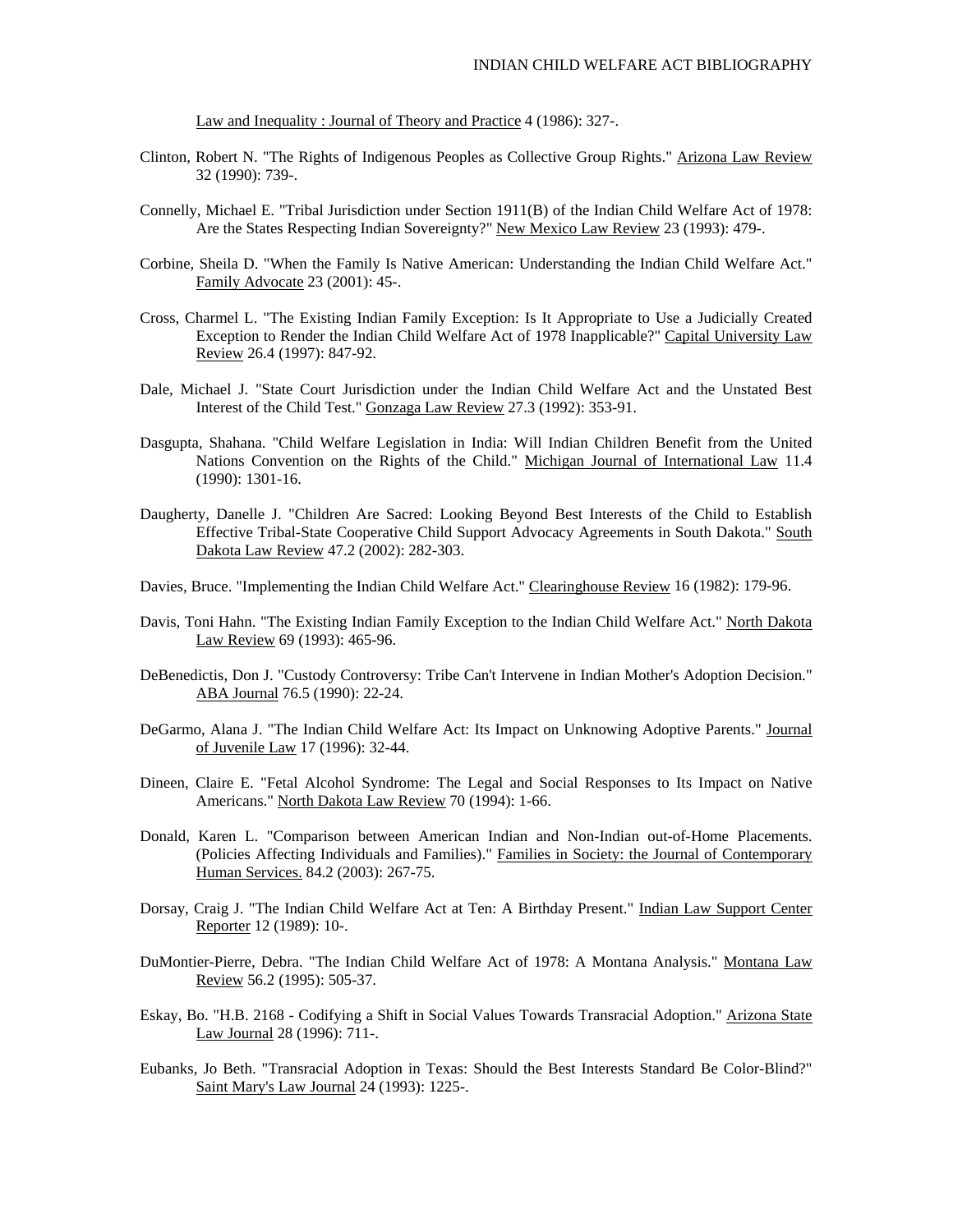Law and Inequality : Journal of Theory and Practice 4 (1986): 327-.

Clinton, Robert N. "The Rights of Indigenous Peoples as Collective Group Rights." Arizona Law Review 32 (1990): 739-.

Connelly, Michael E. "Tribal Jurisdiction under Section 1911(B) of the Indian Child Welfare Act of 1978: Are the States Respecting Indian Sovereignty?" New Mexico Law Review 23 (1993): 479-.

Corbine, Sheila D. "When the Family Is Native American: Understanding the Indian Child Welfare Act." Family Advocate 23 (2001): 45-.

Cross, Charmel L. "The Existing Indian Family Exception: Is It Appropriate to Use a Judicially Created Exception to Render the Indian Child Welfare Act of 1978 Inapplicable?" Capital University Law Review 26.4 (1997): 847-92.

Dale, Michael J. "State Court Jurisdiction under the Indian Child Welfare Act and the Unstated Best Interest of the Child Test." Gonzaga Law Review 27.3 (1992): 353-91.

Dasgupta, Shahana. "Child Welfare Legislation in India: Will Indian Children Benefit from the United Nations Convention on the Rights of the Child." Michigan Journal of International Law 11.4 (1990): 1301-16.

Daugherty, Danelle J. "Children Are Sacred: Looking Beyond Best Interests of the Child to Establish Effective Tribal-State Cooperative Child Support Advocacy Agreements in South Dakota." South Dakota Law Review 47.2 (2002): 282-303.

Davies, Bruce. "Implementing the Indian Child Welfare Act." Clearinghouse Review 16 (1982): 179-96.

Davis, Toni Hahn. "The Existing Indian Family Exception to the Indian Child Welfare Act." North Dakota Law Review 69 (1993): 465-96.

DeBenedictis, Don J. "Custody Controversy: Tribe Can't Intervene in Indian Mother's Adoption Decision." ABA Journal 76.5 (1990): 22-24.

DeGarmo, Alana J. "The Indian Child Welfare Act: Its Impact on Unknowing Adoptive Parents." Journal of Juvenile Law 17 (1996): 32-44.

Dineen, Claire E. "Fetal Alcohol Syndrome: The Legal and Social Responses to Its Impact on Native Americans." North Dakota Law Review 70 (1994): 1-66.

Donald, Karen L. "Comparison between American Indian and Non-Indian out-of-Home Placements. (Policies Affecting Individuals and Families)." Families in Society: the Journal of Contemporary Human Services. 84.2 (2003): 267-75.

Dorsay, Craig J. "The Indian Child Welfare Act at Ten: A Birthday Present." Indian Law Support Center Reporter 12 (1989): 10-.

DuMontier-Pierre, Debra. "The Indian Child Welfare Act of 1978: A Montana Analysis." Montana Law Review 56.2 (1995): 505-37.

Eskay, Bo. "H.B. 2168 - Codifying a Shift in Social Values Towards Transracial Adoption." Arizona State Law Journal 28 (1996): 711-.

Eubanks, Jo Beth. "Transracial Adoption in Texas: Should the Best Interests Standard Be Color-Blind?" Saint Mary's Law Journal 24 (1993): 1225-.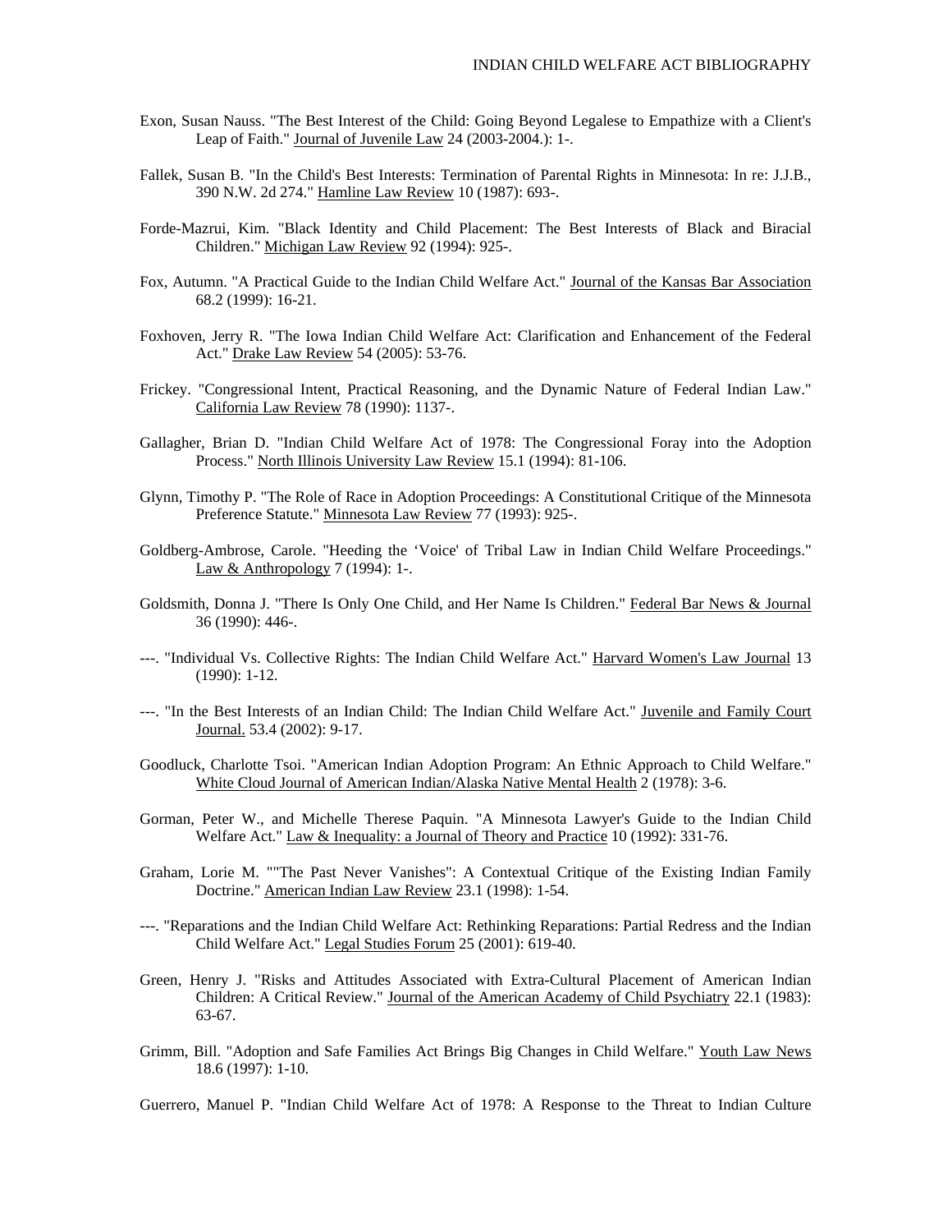Exon, Susan Nauss. "The Best Interest of the Child: Going Beyond Legalese to Empathize with a Client's Leap of Faith." Journal of Juvenile Law 24 (2003-2004.): 1-.

Fallek, Susan B. "In the Child's Best Interests: Termination of Parental Rights in Minnesota: In re: J.J.B., 390 N.W. 2d 274." Hamline Law Review 10 (1987): 693-.

Forde-Mazrui, Kim. "Black Identity and Child Placement: The Best Interests of Black and Biracial Children." Michigan Law Review 92 (1994): 925-.

Fox, Autumn. "A Practical Guide to the Indian Child Welfare Act." Journal of the Kansas Bar Association 68.2 (1999): 16-21.

Foxhoven, Jerry R. "The Iowa Indian Child Welfare Act: Clarification and Enhancement of the Federal Act." Drake Law Review 54 (2005): 53-76.

Frickey. "Congressional Intent, Practical Reasoning, and the Dynamic Nature of Federal Indian Law." California Law Review 78 (1990): 1137-.

Gallagher, Brian D. "Indian Child Welfare Act of 1978: The Congressional Foray into the Adoption Process." North Illinois University Law Review 15.1 (1994): 81-106.

Glynn, Timothy P. "The Role of Race in Adoption Proceedings: A Constitutional Critique of the Minnesota Preference Statute." Minnesota Law Review 77 (1993): 925-.

Goldberg-Ambrose, Carole. "Heeding the 'Voice' of Tribal Law in Indian Child Welfare Proceedings." Law & Anthropology 7 (1994): 1-.

Goldsmith, Donna J. "There Is Only One Child, and Her Name Is Children." Federal Bar News & Journal 36 (1990): 446-.

---. "Individual Vs. Collective Rights: The Indian Child Welfare Act." Harvard Women's Law Journal 13 (1990): 1-12.

---. "In the Best Interests of an Indian Child: The Indian Child Welfare Act." Juvenile and Family Court Journal. 53.4 (2002): 9-17.

Goodluck, Charlotte Tsoi. "American Indian Adoption Program: An Ethnic Approach to Child Welfare." White Cloud Journal of American Indian/Alaska Native Mental Health 2 (1978): 3-6.

Gorman, Peter W., and Michelle Therese Paquin. "A Minnesota Lawyer's Guide to the Indian Child Welfare Act." Law & Inequality: a Journal of Theory and Practice 10 (1992): 331-76.

Graham, Lorie M. ""The Past Never Vanishes": A Contextual Critique of the Existing Indian Family Doctrine." American Indian Law Review 23.1 (1998): 1-54.

---. "Reparations and the Indian Child Welfare Act: Rethinking Reparations: Partial Redress and the Indian Child Welfare Act." Legal Studies Forum 25 (2001): 619-40.

Green, Henry J. "Risks and Attitudes Associated with Extra-Cultural Placement of American Indian Children: A Critical Review." Journal of the American Academy of Child Psychiatry 22.1 (1983): 63-67.

Grimm, Bill. "Adoption and Safe Families Act Brings Big Changes in Child Welfare." Youth Law News 18.6 (1997): 1-10.

Guerrero, Manuel P. "Indian Child Welfare Act of 1978: A Response to the Threat to Indian Culture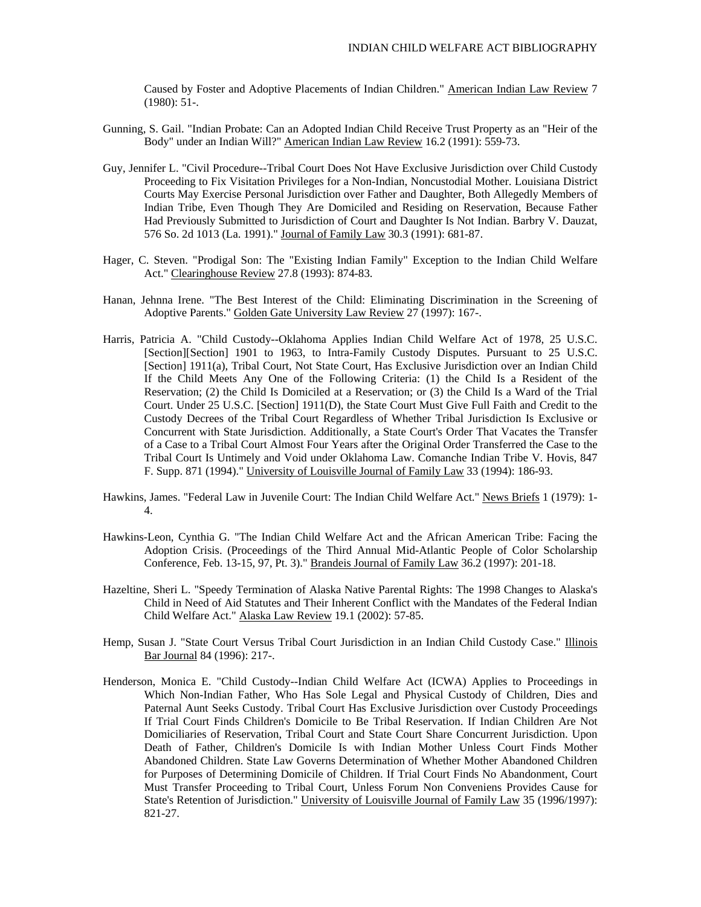Caused by Foster and Adoptive Placements of Indian Children." American Indian Law Review 7 (1980): 51-.

Gunning, S. Gail. "Indian Probate: Can an Adopted Indian Child Receive Trust Property as an "Heir of the Body" under an Indian Will?" American Indian Law Review 16.2 (1991): 559-73.

Guy, Jennifer L. "Civil Procedure--Tribal Court Does Not Have Exclusive Jurisdiction over Child Custody Proceeding to Fix Visitation Privileges for a Non-Indian, Noncustodial Mother. Louisiana District Courts May Exercise Personal Jurisdiction over Father and Daughter, Both Allegedly Members of Indian Tribe, Even Though They Are Domiciled and Residing on Reservation, Because Father Had Previously Submitted to Jurisdiction of Court and Daughter Is Not Indian. Barbry V. Dauzat, 576 So. 2d 1013 (La. 1991)." Journal of Family Law 30.3 (1991): 681-87.

Hager, C. Steven. "Prodigal Son: The "Existing Indian Family" Exception to the Indian Child Welfare Act." Clearinghouse Review 27.8 (1993): 874-83.

Hanan, Jehnna Irene. "The Best Interest of the Child: Eliminating Discrimination in the Screening of Adoptive Parents." Golden Gate University Law Review 27 (1997): 167-.

Harris, Patricia A. "Child Custody--Oklahoma Applies Indian Child Welfare Act of 1978, 25 U.S.C. [Section][Section] 1901 to 1963, to Intra-Family Custody Disputes. Pursuant to 25 U.S.C. [Section] 1911(a), Tribal Court, Not State Court, Has Exclusive Jurisdiction over an Indian Child If the Child Meets Any One of the Following Criteria: (1) the Child Is a Resident of the Reservation; (2) the Child Is Domiciled at a Reservation; or (3) the Child Is a Ward of the Trial Court. Under 25 U.S.C. [Section] 1911(D), the State Court Must Give Full Faith and Credit to the Custody Decrees of the Tribal Court Regardless of Whether Tribal Jurisdiction Is Exclusive or Concurrent with State Jurisdiction. Additionally, a State Court's Order That Vacates the Transfer of a Case to a Tribal Court Almost Four Years after the Original Order Transferred the Case to the Tribal Court Is Untimely and Void under Oklahoma Law. Comanche Indian Tribe V. Hovis, 847 F. Supp. 871 (1994)." University of Louisville Journal of Family Law 33 (1994): 186-93.

Hawkins, James. "Federal Law in Juvenile Court: The Indian Child Welfare Act." News Briefs 1 (1979): 1-4.

Hawkins-Leon, Cynthia G. "The Indian Child Welfare Act and the African American Tribe: Facing the Adoption Crisis. (Proceedings of the Third Annual Mid-Atlantic People of Color Scholarship Conference, Feb. 13-15, 97, Pt. 3)." Brandeis Journal of Family Law 36.2 (1997): 201-18.

Hazeltine, Sheri L. "Speedy Termination of Alaska Native Parental Rights: The 1998 Changes to Alaska's Child in Need of Aid Statutes and Their Inherent Conflict with the Mandates of the Federal Indian Child Welfare Act." Alaska Law Review 19.1 (2002): 57-85.

Hemp, Susan J. "State Court Versus Tribal Court Jurisdiction in an Indian Child Custody Case." Illinois Bar Journal 84 (1996): 217-.

Henderson, Monica E. "Child Custody--Indian Child Welfare Act (ICWA) Applies to Proceedings in Which Non-Indian Father, Who Has Sole Legal and Physical Custody of Children, Dies and Paternal Aunt Seeks Custody. Tribal Court Has Exclusive Jurisdiction over Custody Proceedings If Trial Court Finds Children's Domicile to Be Tribal Reservation. If Indian Children Are Not Domiciliaries of Reservation, Tribal Court and State Court Share Concurrent Jurisdiction. Upon Death of Father, Children's Domicile Is with Indian Mother Unless Court Finds Mother Abandoned Children. State Law Governs Determination of Whether Mother Abandoned Children for Purposes of Determining Domicile of Children. If Trial Court Finds No Abandonment, Court Must Transfer Proceeding to Tribal Court, Unless Forum Non Conveniens Provides Cause for State's Retention of Jurisdiction." University of Louisville Journal of Family Law 35 (1996/1997): 821-27.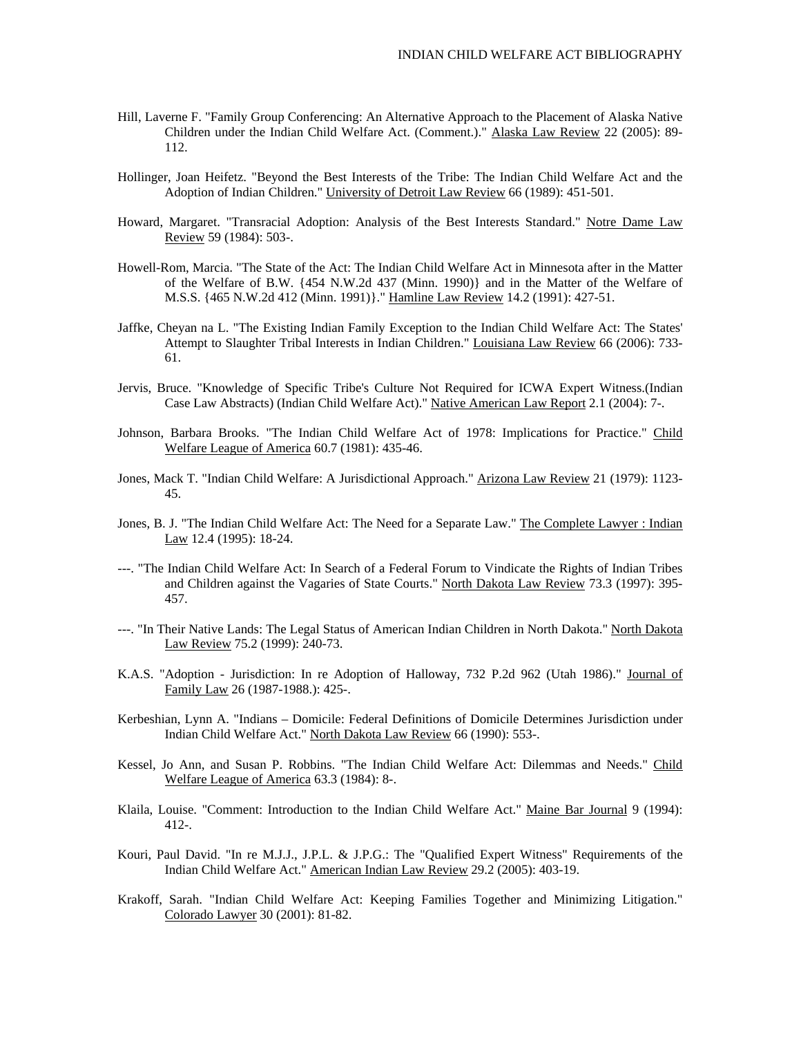Hill, Laverne F. "Family Group Conferencing: An Alternative Approach to the Placement of Alaska Native Children under the Indian Child Welfare Act. (Comment.)." Alaska Law Review 22 (2005): 89-112.

Hollinger, Joan Heifetz. "Beyond the Best Interests of the Tribe: The Indian Child Welfare Act and the Adoption of Indian Children." University of Detroit Law Review 66 (1989): 451-501.

Howard, Margaret. "Transracial Adoption: Analysis of the Best Interests Standard." Notre Dame Law Review 59 (1984): 503-.

Howell-Rom, Marcia. "The State of the Act: The Indian Child Welfare Act in Minnesota after in the Matter of the Welfare of B.W. {454 N.W.2d 437 (Minn. 1990)} and in the Matter of the Welfare of M.S.S. {465 N.W.2d 412 (Minn. 1991)}." Hamline Law Review 14.2 (1991): 427-51.

Jaffke, Cheyan na L. "The Existing Indian Family Exception to the Indian Child Welfare Act: The States' Attempt to Slaughter Tribal Interests in Indian Children." Louisiana Law Review 66 (2006): 733-61.

Jervis, Bruce. "Knowledge of Specific Tribe's Culture Not Required for ICWA Expert Witness.(Indian Case Law Abstracts) (Indian Child Welfare Act)." Native American Law Report 2.1 (2004): 7-.

Johnson, Barbara Brooks. "The Indian Child Welfare Act of 1978: Implications for Practice." Child Welfare League of America 60.7 (1981): 435-46.

Jones, Mack T. "Indian Child Welfare: A Jurisdictional Approach." Arizona Law Review 21 (1979): 1123-45.

Jones, B. J. "The Indian Child Welfare Act: The Need for a Separate Law." The Complete Lawyer : Indian Law 12.4 (1995): 18-24.

---. "The Indian Child Welfare Act: In Search of a Federal Forum to Vindicate the Rights of Indian Tribes and Children against the Vagaries of State Courts." North Dakota Law Review 73.3 (1997): 395-457.

---. "In Their Native Lands: The Legal Status of American Indian Children in North Dakota." North Dakota Law Review 75.2 (1999): 240-73.

K.A.S. "Adoption - Jurisdiction: In re Adoption of Halloway, 732 P.2d 962 (Utah 1986)." Journal of Family Law 26 (1987-1988.): 425-.

Kerbeshian, Lynn A. "Indians – Domicile: Federal Definitions of Domicile Determines Jurisdiction under Indian Child Welfare Act." North Dakota Law Review 66 (1990): 553-.

Kessel, Jo Ann, and Susan P. Robbins. "The Indian Child Welfare Act: Dilemmas and Needs." Child Welfare League of America 63.3 (1984): 8-.

Klaila, Louise. "Comment: Introduction to the Indian Child Welfare Act." Maine Bar Journal 9 (1994): 412-.

Kouri, Paul David. "In re M.J.J., J.P.L. & J.P.G.: The "Qualified Expert Witness" Requirements of the Indian Child Welfare Act." American Indian Law Review 29.2 (2005): 403-19.

Krakoff, Sarah. "Indian Child Welfare Act: Keeping Families Together and Minimizing Litigation." Colorado Lawyer 30 (2001): 81-82.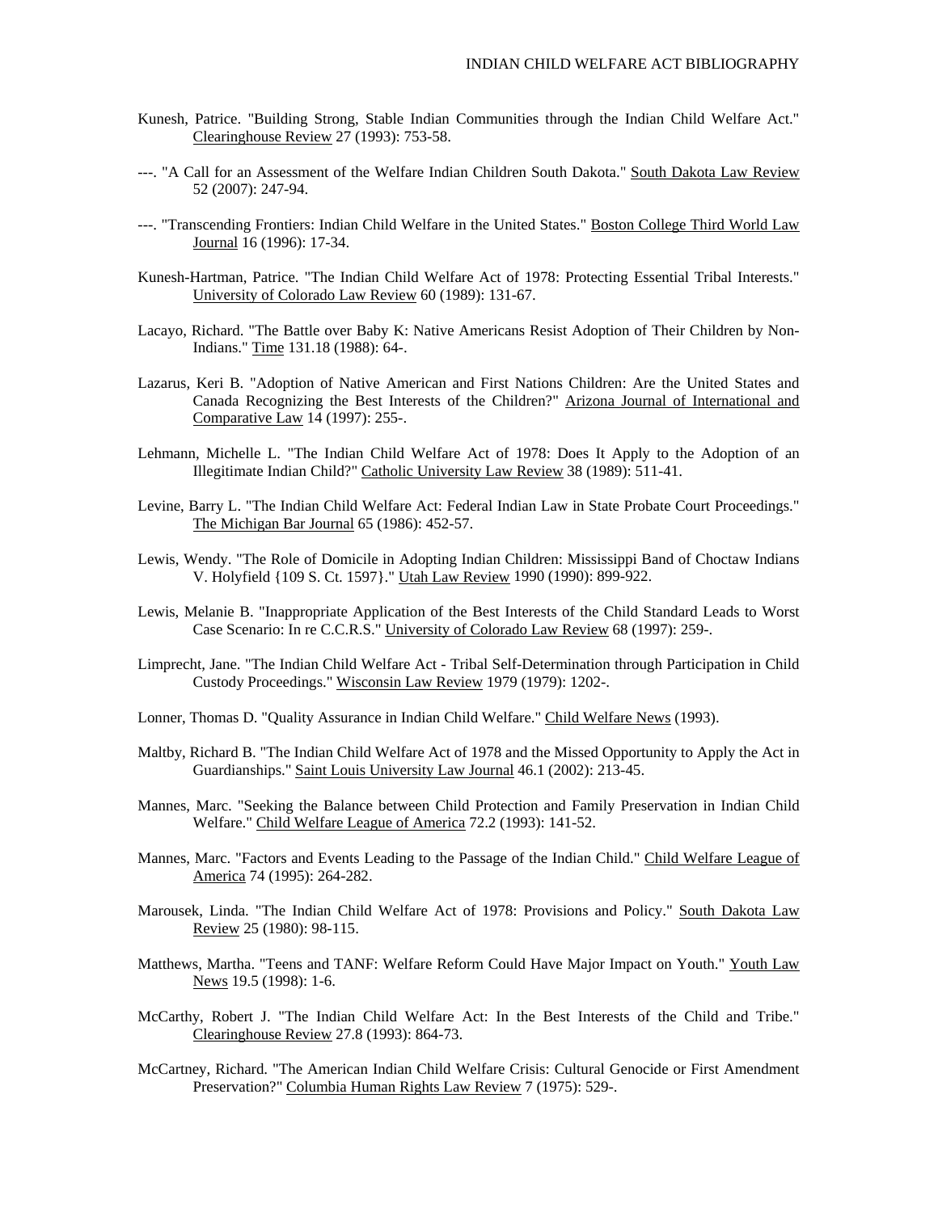Kunesh, Patrice. "Building Strong, Stable Indian Communities through the Indian Child Welfare Act." Clearinghouse Review 27 (1993): 753-58.

---. "A Call for an Assessment of the Welfare Indian Children South Dakota." South Dakota Law Review 52 (2007): 247-94.

---. "Transcending Frontiers: Indian Child Welfare in the United States." Boston College Third World Law Journal 16 (1996): 17-34.

Kunesh-Hartman, Patrice. "The Indian Child Welfare Act of 1978: Protecting Essential Tribal Interests." University of Colorado Law Review 60 (1989): 131-67.

Lacayo, Richard. "The Battle over Baby K: Native Americans Resist Adoption of Their Children by Non-Indians." Time 131.18 (1988): 64-.

Lazarus, Keri B. "Adoption of Native American and First Nations Children: Are the United States and Canada Recognizing the Best Interests of the Children?" Arizona Journal of International and Comparative Law 14 (1997): 255-.

Lehmann, Michelle L. "The Indian Child Welfare Act of 1978: Does It Apply to the Adoption of an Illegitimate Indian Child?" Catholic University Law Review 38 (1989): 511-41.

Levine, Barry L. "The Indian Child Welfare Act: Federal Indian Law in State Probate Court Proceedings." The Michigan Bar Journal 65 (1986): 452-57.

Lewis, Wendy. "The Role of Domicile in Adopting Indian Children: Mississippi Band of Choctaw Indians V. Holyfield {109 S. Ct. 1597}." Utah Law Review 1990 (1990): 899-922.

Lewis, Melanie B. "Inappropriate Application of the Best Interests of the Child Standard Leads to Worst Case Scenario: In re C.C.R.S." University of Colorado Law Review 68 (1997): 259-.

Limprecht, Jane. "The Indian Child Welfare Act - Tribal Self-Determination through Participation in Child Custody Proceedings." Wisconsin Law Review 1979 (1979): 1202-.

Lonner, Thomas D. "Quality Assurance in Indian Child Welfare." Child Welfare News (1993).

Maltby, Richard B. "The Indian Child Welfare Act of 1978 and the Missed Opportunity to Apply the Act in Guardianships." Saint Louis University Law Journal 46.1 (2002): 213-45.

Mannes, Marc. "Seeking the Balance between Child Protection and Family Preservation in Indian Child Welfare." Child Welfare League of America 72.2 (1993): 141-52.

Mannes, Marc. "Factors and Events Leading to the Passage of the Indian Child." Child Welfare League of America 74 (1995): 264-282.

Marousek, Linda. "The Indian Child Welfare Act of 1978: Provisions and Policy." South Dakota Law Review 25 (1980): 98-115.

Matthews, Martha. "Teens and TANF: Welfare Reform Could Have Major Impact on Youth." Youth Law News 19.5 (1998): 1-6.

McCarthy, Robert J. "The Indian Child Welfare Act: In the Best Interests of the Child and Tribe." Clearinghouse Review 27.8 (1993): 864-73.

McCartney, Richard. "The American Indian Child Welfare Crisis: Cultural Genocide or First Amendment Preservation?" Columbia Human Rights Law Review 7 (1975): 529-.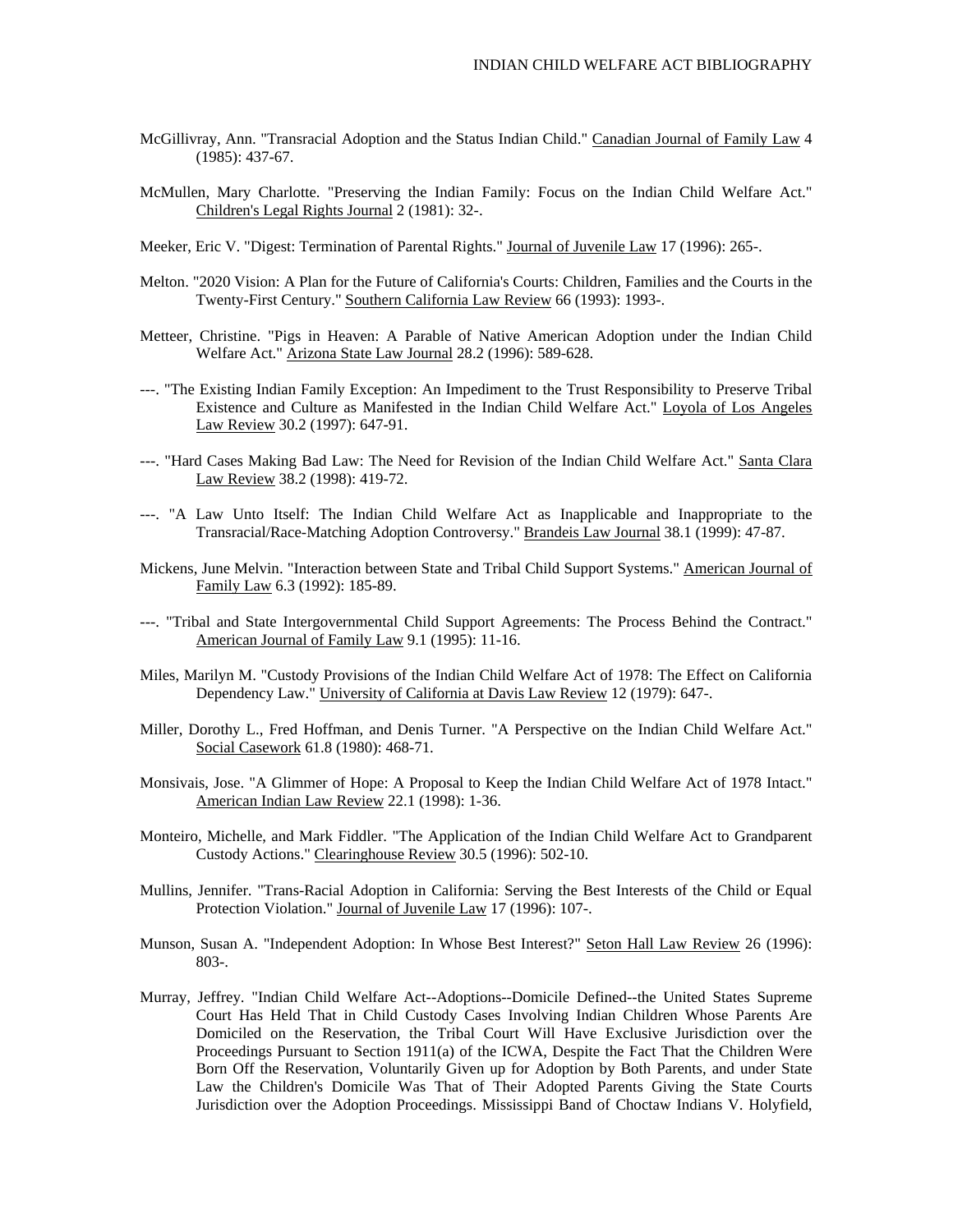McGillivray, Ann. "Transracial Adoption and the Status Indian Child." Canadian Journal of Family Law 4 (1985): 437-67.

McMullen, Mary Charlotte. "Preserving the Indian Family: Focus on the Indian Child Welfare Act." Children's Legal Rights Journal 2 (1981): 32-.

Meeker, Eric V. "Digest: Termination of Parental Rights." Journal of Juvenile Law 17 (1996): 265-.

Melton. "2020 Vision: A Plan for the Future of California's Courts: Children, Families and the Courts in the Twenty-First Century." Southern California Law Review 66 (1993): 1993-.

Metteer, Christine. "Pigs in Heaven: A Parable of Native American Adoption under the Indian Child Welfare Act." Arizona State Law Journal 28.2 (1996): 589-628.

---. "The Existing Indian Family Exception: An Impediment to the Trust Responsibility to Preserve Tribal Existence and Culture as Manifested in the Indian Child Welfare Act." Loyola of Los Angeles Law Review 30.2 (1997): 647-91.

---. "Hard Cases Making Bad Law: The Need for Revision of the Indian Child Welfare Act." Santa Clara Law Review 38.2 (1998): 419-72.

---. "A Law Unto Itself: The Indian Child Welfare Act as Inapplicable and Inappropriate to the Transracial/Race-Matching Adoption Controversy." Brandeis Law Journal 38.1 (1999): 47-87.

Mickens, June Melvin. "Interaction between State and Tribal Child Support Systems." American Journal of Family Law 6.3 (1992): 185-89.

---. "Tribal and State Intergovernmental Child Support Agreements: The Process Behind the Contract." American Journal of Family Law 9.1 (1995): 11-16.

Miles, Marilyn M. "Custody Provisions of the Indian Child Welfare Act of 1978: The Effect on California Dependency Law." University of California at Davis Law Review 12 (1979): 647-.

Miller, Dorothy L., Fred Hoffman, and Denis Turner. "A Perspective on the Indian Child Welfare Act." Social Casework 61.8 (1980): 468-71.

Monsivais, Jose. "A Glimmer of Hope: A Proposal to Keep the Indian Child Welfare Act of 1978 Intact." American Indian Law Review 22.1 (1998): 1-36.

Monteiro, Michelle, and Mark Fiddler. "The Application of the Indian Child Welfare Act to Grandparent Custody Actions." Clearinghouse Review 30.5 (1996): 502-10.

Mullins, Jennifer. "Trans-Racial Adoption in California: Serving the Best Interests of the Child or Equal Protection Violation." Journal of Juvenile Law 17 (1996): 107-.

Munson, Susan A. "Independent Adoption: In Whose Best Interest?" Seton Hall Law Review 26 (1996): 803-.

Murray, Jeffrey. "Indian Child Welfare Act--Adoptions--Domicile Defined--the United States Supreme Court Has Held That in Child Custody Cases Involving Indian Children Whose Parents Are Domiciled on the Reservation, the Tribal Court Will Have Exclusive Jurisdiction over the Proceedings Pursuant to Section 1911(a) of the ICWA, Despite the Fact That the Children Were Born Off the Reservation, Voluntarily Given up for Adoption by Both Parents, and under State Law the Children's Domicile Was That of Their Adopted Parents Giving the State Courts Jurisdiction over the Adoption Proceedings. Mississippi Band of Choctaw Indians V. Holyfield,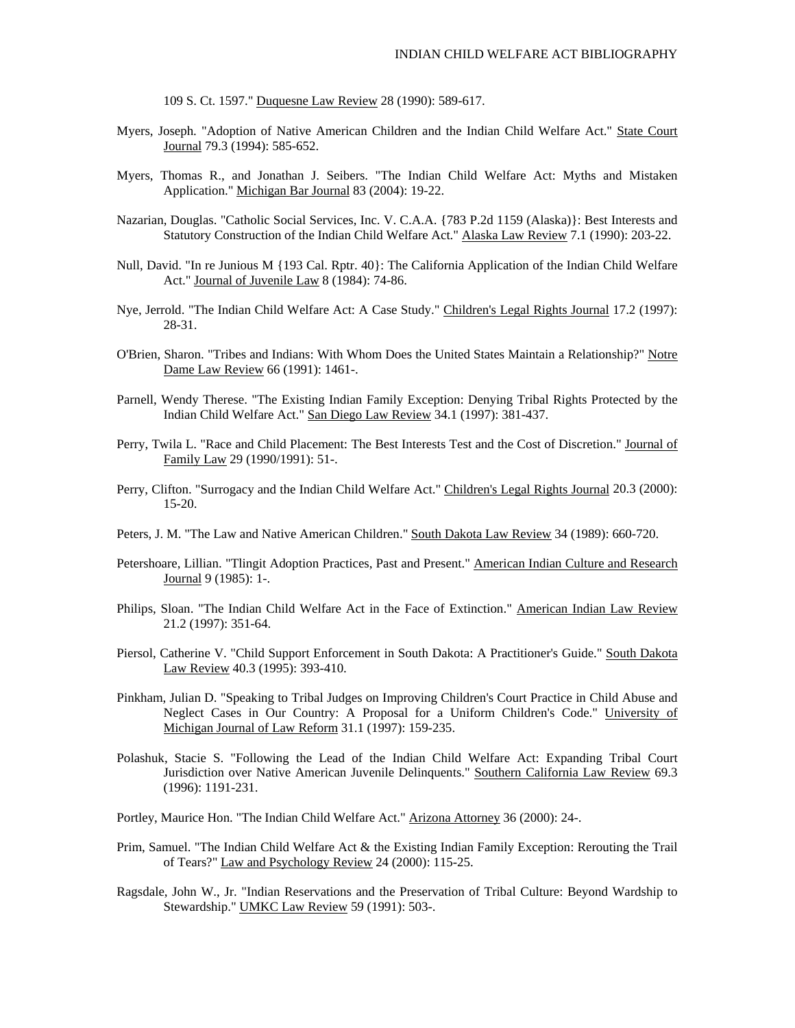109 S. Ct. 1597." Duquesne Law Review 28 (1990): 589-617.

Myers, Joseph. "Adoption of Native American Children and the Indian Child Welfare Act." State Court Journal 79.3 (1994): 585-652.

Myers, Thomas R., and Jonathan J. Seibers. "The Indian Child Welfare Act: Myths and Mistaken Application." Michigan Bar Journal 83 (2004): 19-22.

Nazarian, Douglas. "Catholic Social Services, Inc. V. C.A.A. {783 P.2d 1159 (Alaska)}: Best Interests and Statutory Construction of the Indian Child Welfare Act." Alaska Law Review 7.1 (1990): 203-22.

Null, David. "In re Junious M {193 Cal. Rptr. 40}: The California Application of the Indian Child Welfare Act." Journal of Juvenile Law 8 (1984): 74-86.

Nye, Jerrold. "The Indian Child Welfare Act: A Case Study." Children's Legal Rights Journal 17.2 (1997): 28-31.

O'Brien, Sharon. "Tribes and Indians: With Whom Does the United States Maintain a Relationship?" Notre Dame Law Review 66 (1991): 1461-.

Parnell, Wendy Therese. "The Existing Indian Family Exception: Denying Tribal Rights Protected by the Indian Child Welfare Act." San Diego Law Review 34.1 (1997): 381-437.

Perry, Twila L. "Race and Child Placement: The Best Interests Test and the Cost of Discretion." Journal of Family Law 29 (1990/1991): 51-.

Perry, Clifton. "Surrogacy and the Indian Child Welfare Act." Children's Legal Rights Journal 20.3 (2000): 15-20.

Peters, J. M. "The Law and Native American Children." South Dakota Law Review 34 (1989): 660-720.

Petershoare, Lillian. "Tlingit Adoption Practices, Past and Present." American Indian Culture and Research Journal 9 (1985): 1-.

Philips, Sloan. "The Indian Child Welfare Act in the Face of Extinction." American Indian Law Review 21.2 (1997): 351-64.

Piersol, Catherine V. "Child Support Enforcement in South Dakota: A Practitioner's Guide." South Dakota Law Review 40.3 (1995): 393-410.

Pinkham, Julian D. "Speaking to Tribal Judges on Improving Children's Court Practice in Child Abuse and Neglect Cases in Our Country: A Proposal for a Uniform Children's Code." University of Michigan Journal of Law Reform 31.1 (1997): 159-235.

Polashuk, Stacie S. "Following the Lead of the Indian Child Welfare Act: Expanding Tribal Court Jurisdiction over Native American Juvenile Delinquents." Southern California Law Review 69.3 (1996): 1191-231.

Portley, Maurice Hon. "The Indian Child Welfare Act." Arizona Attorney 36 (2000): 24-.

Prim, Samuel. "The Indian Child Welfare Act & the Existing Indian Family Exception: Rerouting the Trail of Tears?" Law and Psychology Review 24 (2000): 115-25.

Ragsdale, John W., Jr. "Indian Reservations and the Preservation of Tribal Culture: Beyond Wardship to Stewardship." UMKC Law Review 59 (1991): 503-.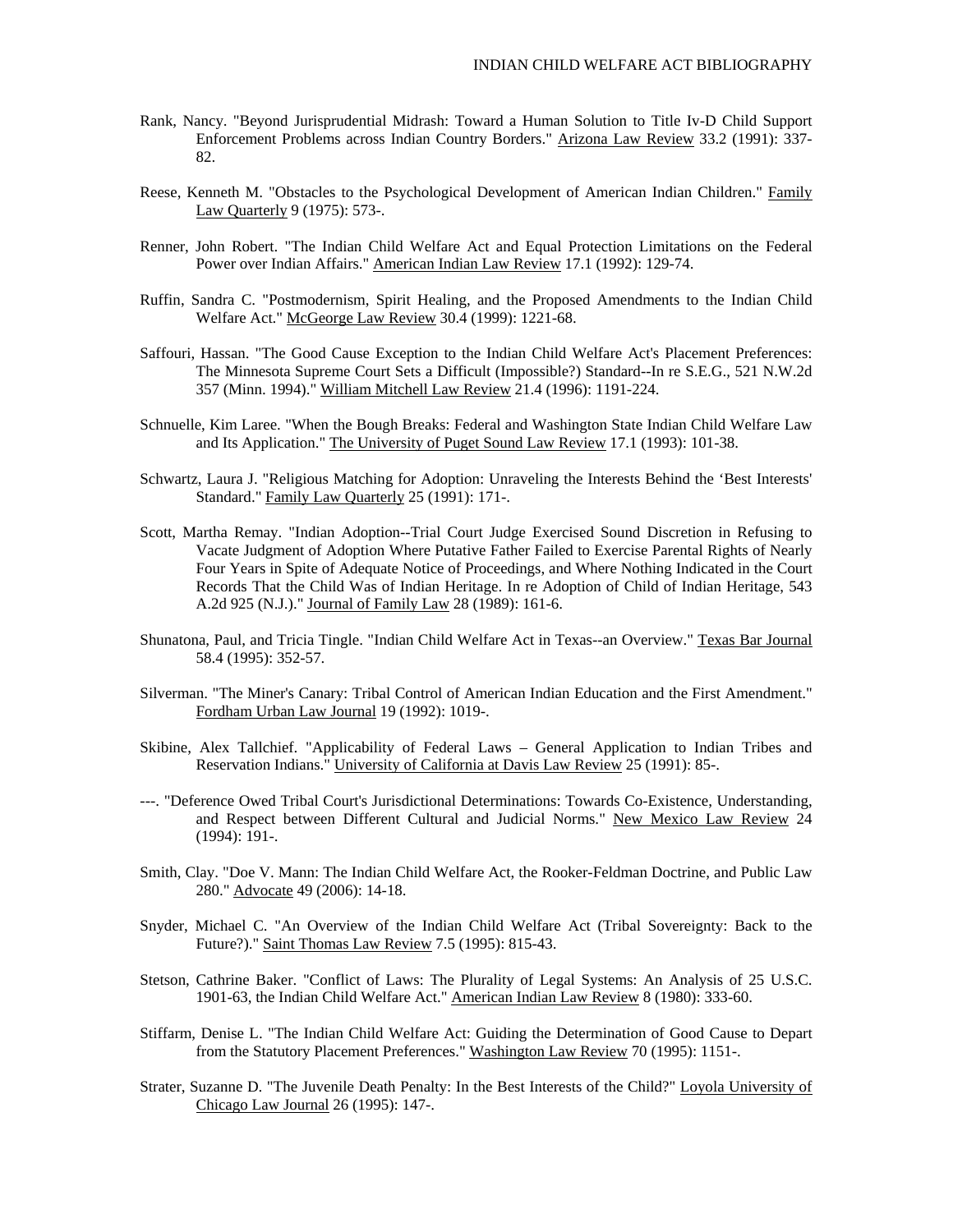Rank, Nancy. "Beyond Jurisprudential Midrash: Toward a Human Solution to Title Iv-D Child Support Enforcement Problems across Indian Country Borders." Arizona Law Review 33.2 (1991): 337-82.

Reese, Kenneth M. "Obstacles to the Psychological Development of American Indian Children." Family Law Quarterly 9 (1975): 573-.

Renner, John Robert. "The Indian Child Welfare Act and Equal Protection Limitations on the Federal Power over Indian Affairs." American Indian Law Review 17.1 (1992): 129-74.

Ruffin, Sandra C. "Postmodernism, Spirit Healing, and the Proposed Amendments to the Indian Child Welfare Act." McGeorge Law Review 30.4 (1999): 1221-68.

Saffouri, Hassan. "The Good Cause Exception to the Indian Child Welfare Act's Placement Preferences: The Minnesota Supreme Court Sets a Difficult (Impossible?) Standard--In re S.E.G., 521 N.W.2d 357 (Minn. 1994)." William Mitchell Law Review 21.4 (1996): 1191-224.

Schnuelle, Kim Laree. "When the Bough Breaks: Federal and Washington State Indian Child Welfare Law and Its Application." The University of Puget Sound Law Review 17.1 (1993): 101-38.

Schwartz, Laura J. "Religious Matching for Adoption: Unraveling the Interests Behind the 'Best Interests' Standard." Family Law Quarterly 25 (1991): 171-.

Scott, Martha Remay. "Indian Adoption--Trial Court Judge Exercised Sound Discretion in Refusing to Vacate Judgment of Adoption Where Putative Father Failed to Exercise Parental Rights of Nearly Four Years in Spite of Adequate Notice of Proceedings, and Where Nothing Indicated in the Court Records That the Child Was of Indian Heritage. In re Adoption of Child of Indian Heritage, 543 A.2d 925 (N.J.)." Journal of Family Law 28 (1989): 161-6.

Shunatona, Paul, and Tricia Tingle. "Indian Child Welfare Act in Texas--an Overview." Texas Bar Journal 58.4 (1995): 352-57.

Silverman. "The Miner's Canary: Tribal Control of American Indian Education and the First Amendment." Fordham Urban Law Journal 19 (1992): 1019-.

Skibine, Alex Tallchief. "Applicability of Federal Laws – General Application to Indian Tribes and Reservation Indians." University of California at Davis Law Review 25 (1991): 85-.

---. "Deference Owed Tribal Court's Jurisdictional Determinations: Towards Co-Existence, Understanding, and Respect between Different Cultural and Judicial Norms." New Mexico Law Review 24 (1994): 191-.

Smith, Clay. "Doe V. Mann: The Indian Child Welfare Act, the Rooker-Feldman Doctrine, and Public Law 280." Advocate 49 (2006): 14-18.

Snyder, Michael C. "An Overview of the Indian Child Welfare Act (Tribal Sovereignty: Back to the Future?)." Saint Thomas Law Review 7.5 (1995): 815-43.

Stetson, Cathrine Baker. "Conflict of Laws: The Plurality of Legal Systems: An Analysis of 25 U.S.C. 1901-63, the Indian Child Welfare Act." American Indian Law Review 8 (1980): 333-60.

Stiffarm, Denise L. "The Indian Child Welfare Act: Guiding the Determination of Good Cause to Depart from the Statutory Placement Preferences." Washington Law Review 70 (1995): 1151-.

Strater, Suzanne D. "The Juvenile Death Penalty: In the Best Interests of the Child?" Loyola University of Chicago Law Journal 26 (1995): 147-.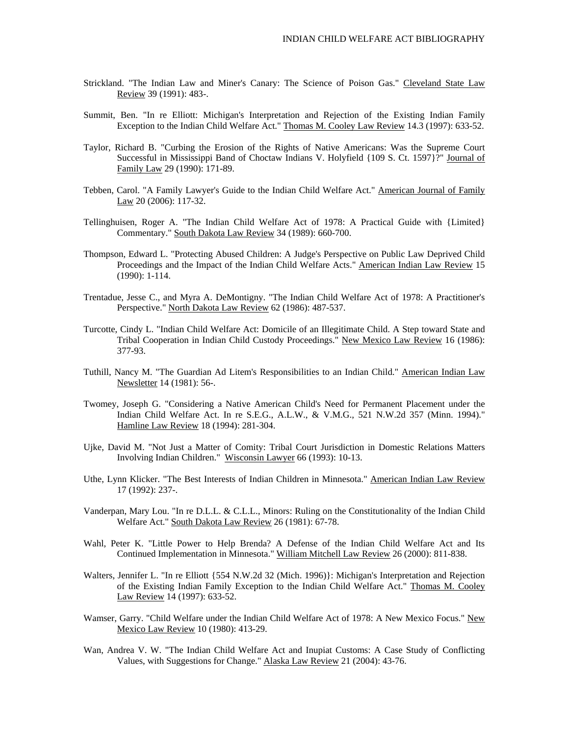Strickland. "The Indian Law and Miner's Canary: The Science of Poison Gas." Cleveland State Law Review 39 (1991): 483-.

Summit, Ben. "In re Elliott: Michigan's Interpretation and Rejection of the Existing Indian Family Exception to the Indian Child Welfare Act." Thomas M. Cooley Law Review 14.3 (1997): 633-52.

Taylor, Richard B. "Curbing the Erosion of the Rights of Native Americans: Was the Supreme Court Successful in Mississippi Band of Choctaw Indians V. Holyfield {109 S. Ct. 1597}?" Journal of Family Law 29 (1990): 171-89.

Tebben, Carol. "A Family Lawyer's Guide to the Indian Child Welfare Act." American Journal of Family Law 20 (2006): 117-32.

Tellinghuisen, Roger A. "The Indian Child Welfare Act of 1978: A Practical Guide with {Limited} Commentary." South Dakota Law Review 34 (1989): 660-700.

Thompson, Edward L. "Protecting Abused Children: A Judge's Perspective on Public Law Deprived Child Proceedings and the Impact of the Indian Child Welfare Acts." American Indian Law Review 15 (1990): 1-114.

Trentadue, Jesse C., and Myra A. DeMontigny. "The Indian Child Welfare Act of 1978: A Practitioner's Perspective." North Dakota Law Review 62 (1986): 487-537.

Turcotte, Cindy L. "Indian Child Welfare Act: Domicile of an Illegitimate Child. A Step toward State and Tribal Cooperation in Indian Child Custody Proceedings." New Mexico Law Review 16 (1986): 377-93.

Tuthill, Nancy M. "The Guardian Ad Litem's Responsibilities to an Indian Child." American Indian Law Newsletter 14 (1981): 56-.

Twomey, Joseph G. "Considering a Native American Child's Need for Permanent Placement under the Indian Child Welfare Act. In re S.E.G., A.L.W., & V.M.G., 521 N.W.2d 357 (Minn. 1994)." Hamline Law Review 18 (1994): 281-304.

Ujke, David M. "Not Just a Matter of Comity: Tribal Court Jurisdiction in Domestic Relations Matters Involving Indian Children." Wisconsin Lawyer 66 (1993): 10-13.

Uthe, Lynn Klicker. "The Best Interests of Indian Children in Minnesota." American Indian Law Review 17 (1992): 237-.

Vanderpan, Mary Lou. "In re D.L.L. & C.L.L., Minors: Ruling on the Constitutionality of the Indian Child Welfare Act." South Dakota Law Review 26 (1981): 67-78.

Wahl, Peter K. "Little Power to Help Brenda? A Defense of the Indian Child Welfare Act and Its Continued Implementation in Minnesota." William Mitchell Law Review 26 (2000): 811-838.

Walters, Jennifer L. "In re Elliott {554 N.W.2d 32 (Mich. 1996)}: Michigan's Interpretation and Rejection of the Existing Indian Family Exception to the Indian Child Welfare Act." Thomas M. Cooley Law Review 14 (1997): 633-52.

Wamser, Garry. "Child Welfare under the Indian Child Welfare Act of 1978: A New Mexico Focus." New Mexico Law Review 10 (1980): 413-29.

Wan, Andrea V. W. "The Indian Child Welfare Act and Inupiat Customs: A Case Study of Conflicting Values, with Suggestions for Change." Alaska Law Review 21 (2004): 43-76.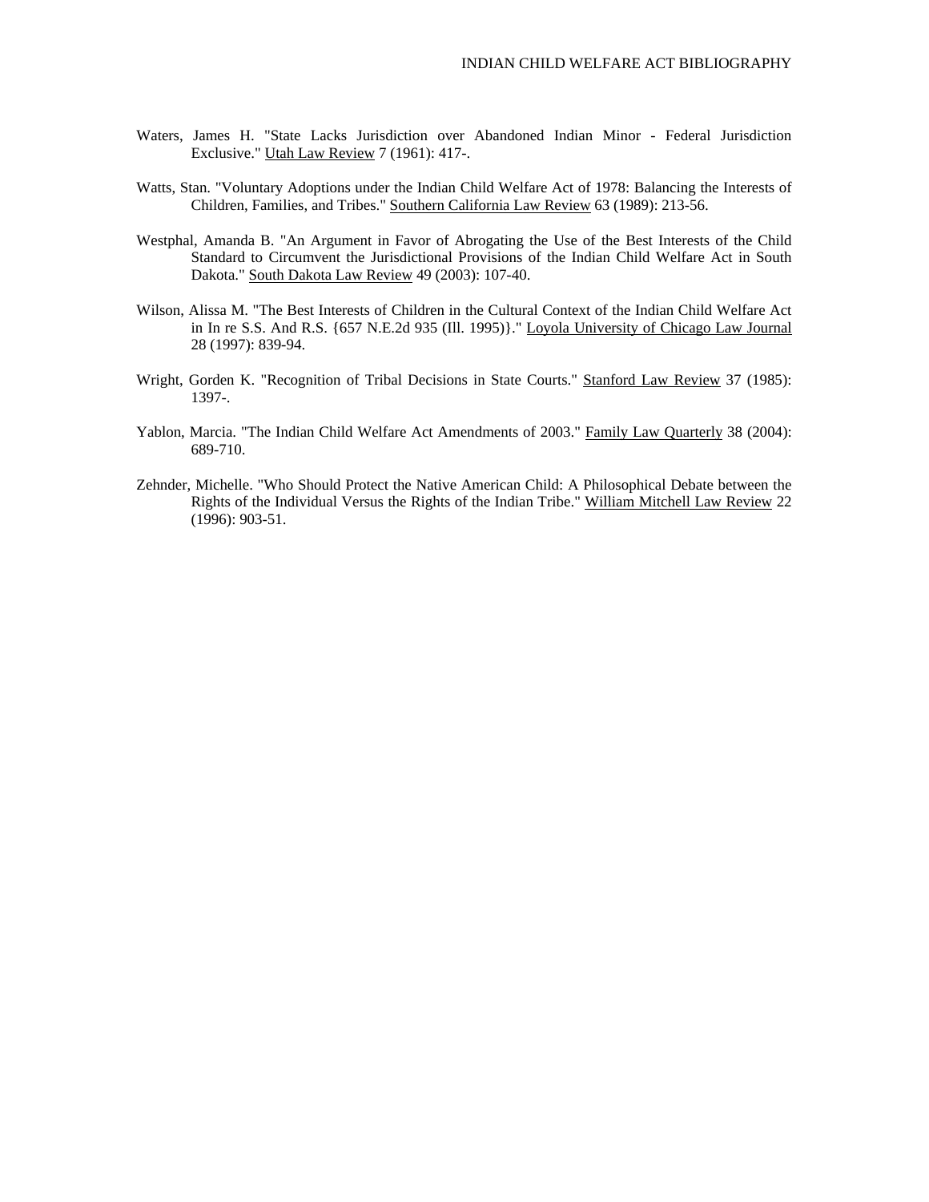Waters, James H. "State Lacks Jurisdiction over Abandoned Indian Minor - Federal Jurisdiction Exclusive." Utah Law Review 7 (1961): 417-.

Watts, Stan. "Voluntary Adoptions under the Indian Child Welfare Act of 1978: Balancing the Interests of Children, Families, and Tribes." Southern California Law Review 63 (1989): 213-56.

Westphal, Amanda B. "An Argument in Favor of Abrogating the Use of the Best Interests of the Child Standard to Circumvent the Jurisdictional Provisions of the Indian Child Welfare Act in South Dakota." South Dakota Law Review 49 (2003): 107-40.

Wilson, Alissa M. "The Best Interests of Children in the Cultural Context of the Indian Child Welfare Act in In re S.S. And R.S. {657 N.E.2d 935 (Ill. 1995)}." Loyola University of Chicago Law Journal 28 (1997): 839-94.

Wright, Gorden K. "Recognition of Tribal Decisions in State Courts." Stanford Law Review 37 (1985): 1397-.

Yablon, Marcia. "The Indian Child Welfare Act Amendments of 2003." Family Law Quarterly 38 (2004): 689-710.

Zehnder, Michelle. "Who Should Protect the Native American Child: A Philosophical Debate between the Rights of the Individual Versus the Rights of the Indian Tribe." William Mitchell Law Review 22 (1996): 903-51.